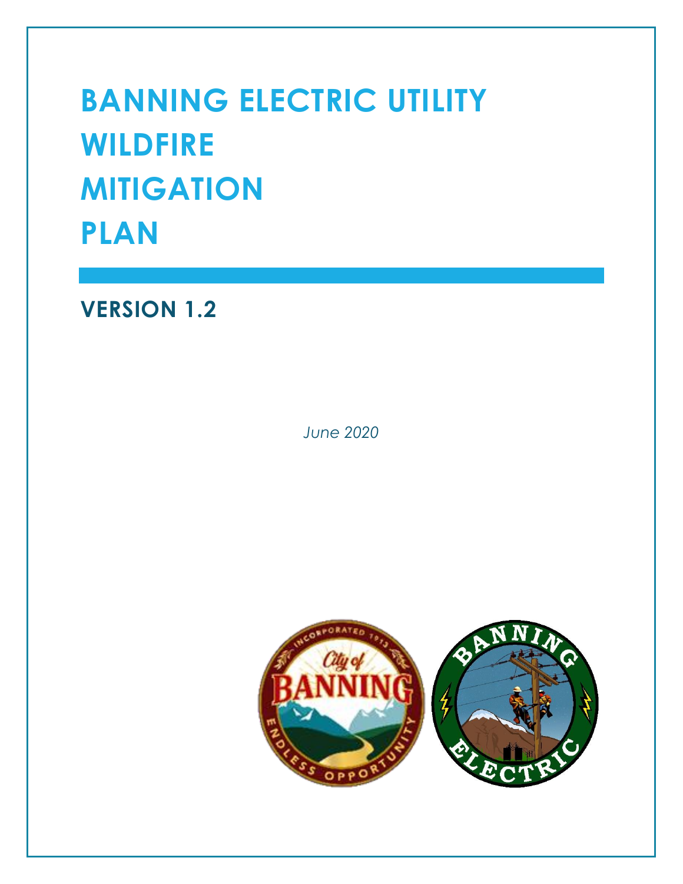# BANNING ELECTRIC UTILITY WILDFIRE MITIGATION PLAN

## VERSION 1.2

*June 2020*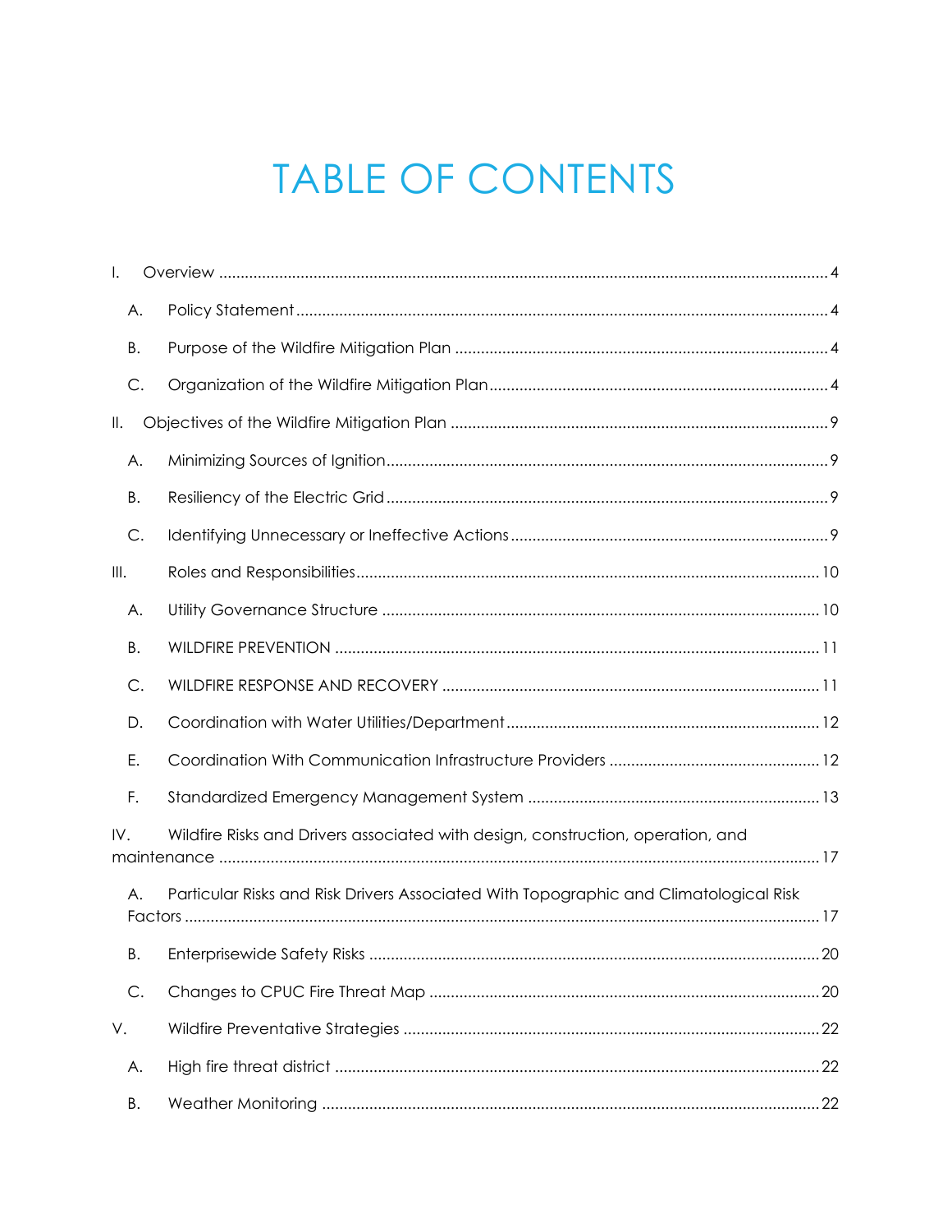# TABLE OF CONTENTS

I. Overview ..... 4

- A. Policy Statement ..... 4
- B. Purpose of the Wildfire Mitigation Plan ..... 4
- C. Organization of the Wildfire Mitigation Plan ..... 4

II. Objectives of the Wildfire Mitigation Plan ..... 9

- A. Minimizing Sources of Ignition ..... 9
- B. Resiliency of the Electric Grid ..... 9
- C. Identifying Unnecessary or Ineffective Actions ..... 9

III. Roles and Responsibilities ..... 10

- A. Utility Governance Structure ..... 10
- B. WILDFIRE PREVENTION ..... 11
- C. WILDFIRE RESPONSE AND RECOVERY ..... 11
- D. Coordination with Water Utilities/Department ..... 12
- E. Coordination With Communication Infrastructure Providers ..... 12
- F. Standardized Emergency Management System ..... 13

IV. Wildfire Risks and Drivers associated with design, construction, operation, and maintenance ..... 17

- A. Particular Risks and Risk Drivers Associated With Topographic and Climatological Risk Factors ..... 17
- B. Enterprisewide Safety Risks ..... 20
- C. Changes to CPUC Fire Threat Map ..... 20

V. Wildfire Preventative Strategies ..... 22

- A. High fire threat district ..... 22
- B. Weather Monitoring ..... 22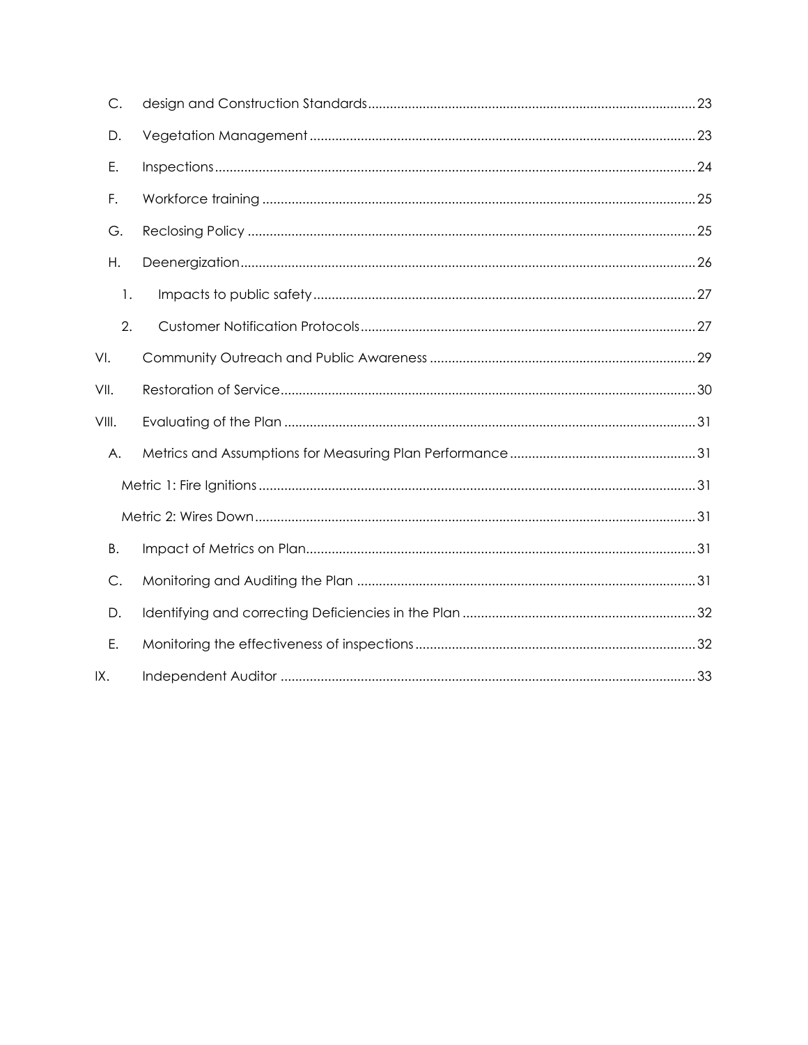C. design and Construction Standards ..... 23

D. Vegetation Management ..... 23

E. Inspections ..... 24

F. Workforce training ..... 25

G. Reclosing Policy ..... 25

H. Deenergization ..... 26

1. Impacts to public safety ..... 27

2. Customer Notification Protocols ..... 27

VI. Community Outreach and Public Awareness ..... 29

VII. Restoration of Service ..... 30

VIII. Evaluating of the Plan ..... 31

A. Metrics and Assumptions for Measuring Plan Performance ..... 31

Metric 1: Fire Ignitions ..... 31

Metric 2: Wires Down ..... 31

B. Impact of Metrics on Plan ..... 31

C. Monitoring and Auditing the Plan ..... 31

D. Identifying and correcting Deficiencies in the Plan ..... 32

E. Monitoring the effectiveness of inspections ..... 32

IX. Independent Auditor ..... 33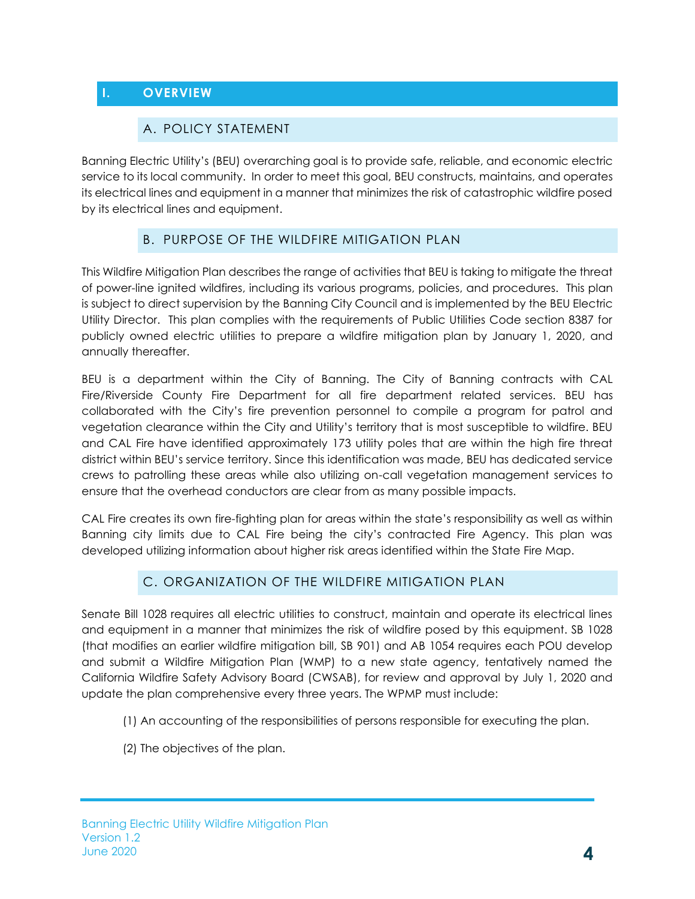# I. OVERVIEW

## A. POLICY STATEMENT

Banning Electric Utility's (BEU) overarching goal is to provide safe, reliable, and economic electric service to its local community. In order to meet this goal, BEU constructs, maintains, and operates its electrical lines and equipment in a manner that minimizes the risk of catastrophic wildfire posed by its electrical lines and equipment.

## B. PURPOSE OF THE WILDFIRE MITIGATION PLAN

This Wildfire Mitigation Plan describes the range of activities that BEU is taking to mitigate the threat of power-line ignited wildfires, including its various programs, policies, and procedures. This plan is subject to direct supervision by the Banning City Council and is implemented by the BEU Electric Utility Director. This plan complies with the requirements of Public Utilities Code section 8387 for publicly owned electric utilities to prepare a wildfire mitigation plan by January 1, 2020, and annually thereafter.

BEU is a department within the City of Banning. The City of Banning contracts with CAL Fire/Riverside County Fire Department for all fire department related services. BEU has collaborated with the City's fire prevention personnel to compile a program for patrol and vegetation clearance within the City and Utility's territory that is most susceptible to wildfire. BEU and CAL Fire have identified approximately 173 utility poles that are within the high fire threat district within BEU's service territory. Since this identification was made, BEU has dedicated service crews to patrolling these areas while also utilizing on-call vegetation management services to ensure that the overhead conductors are clear from as many possible impacts.

CAL Fire creates its own fire-fighting plan for areas within the state's responsibility as well as within Banning city limits due to CAL Fire being the city's contracted Fire Agency. This plan was developed utilizing information about higher risk areas identified within the State Fire Map.

## C. ORGANIZATION OF THE WILDFIRE MITIGATION PLAN

Senate Bill 1028 requires all electric utilities to construct, maintain and operate its electrical lines and equipment in a manner that minimizes the risk of wildfire posed by this equipment. SB 1028 (that modifies an earlier wildfire mitigation bill, SB 901) and AB 1054 requires each POU develop and submit a Wildfire Mitigation Plan (WMP) to a new state agency, tentatively named the California Wildfire Safety Advisory Board (CWSAB), for review and approval by July 1, 2020 and update the plan comprehensive every three years. The WPMP must include:

(1) An accounting of the responsibilities of persons responsible for executing the plan.

(2) The objectives of the plan.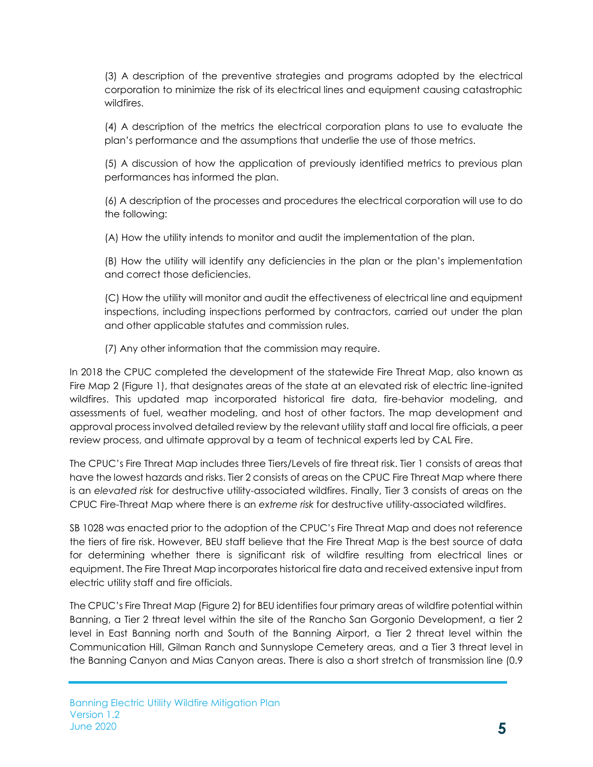(3) A description of the preventive strategies and programs adopted by the electrical corporation to minimize the risk of its electrical lines and equipment causing catastrophic wildfires.

(4) A description of the metrics the electrical corporation plans to use to evaluate the plan's performance and the assumptions that underlie the use of those metrics.

(5) A discussion of how the application of previously identified metrics to previous plan performances has informed the plan.

(6) A description of the processes and procedures the electrical corporation will use to do the following:

(A) How the utility intends to monitor and audit the implementation of the plan.

(B) How the utility will identify any deficiencies in the plan or the plan's implementation and correct those deficiencies.

(C) How the utility will monitor and audit the effectiveness of electrical line and equipment inspections, including inspections performed by contractors, carried out under the plan and other applicable statutes and commission rules.

(7) Any other information that the commission may require.

In 2018 the CPUC completed the development of the statewide Fire Threat Map, also known as Fire Map 2 (Figure 1), that designates areas of the state at an elevated risk of electric line-ignited wildfires. This updated map incorporated historical fire data, fire-behavior modeling, and assessments of fuel, weather modeling, and host of other factors. The map development and approval process involved detailed review by the relevant utility staff and local fire officials, a peer review process, and ultimate approval by a team of technical experts led by CAL Fire.

The CPUC's Fire Threat Map includes three Tiers/Levels of fire threat risk. Tier 1 consists of areas that have the lowest hazards and risks. Tier 2 consists of areas on the CPUC Fire Threat Map where there is an *elevated risk* for destructive utility-associated wildfires. Finally, Tier 3 consists of areas on the CPUC Fire-Threat Map where there is an *extreme risk* for destructive utility-associated wildfires.

SB 1028 was enacted prior to the adoption of the CPUC's Fire Threat Map and does not reference the tiers of fire risk. However, BEU staff believe that the Fire Threat Map is the best source of data for determining whether there is significant risk of wildfire resulting from electrical lines or equipment. The Fire Threat Map incorporates historical fire data and received extensive input from electric utility staff and fire officials.

The CPUC's Fire Threat Map (Figure 2) for BEU identifies four primary areas of wildfire potential within Banning, a Tier 2 threat level within the site of the Rancho San Gorgonio Development, a tier 2 level in East Banning north and South of the Banning Airport, a Tier 2 threat level within the Communication Hill, Gilman Ranch and Sunnyslope Cemetery areas, and a Tier 3 threat level in the Banning Canyon and Mias Canyon areas. There is also a short stretch of transmission line (0.9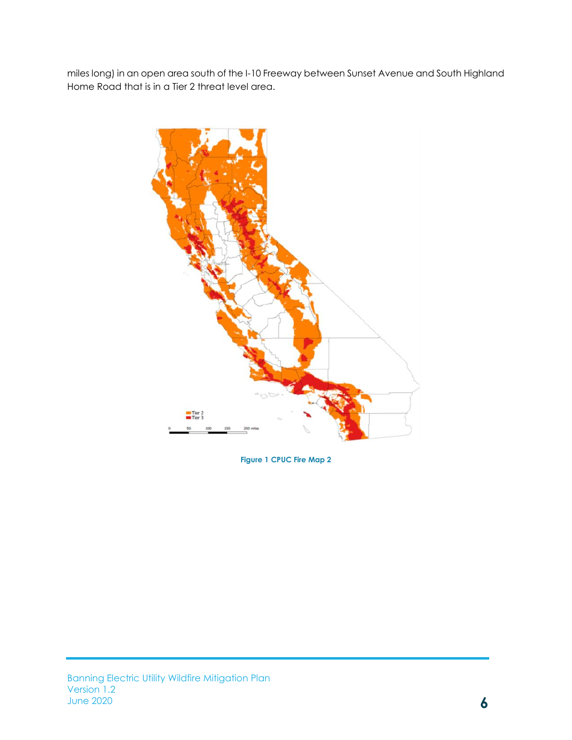miles long) in an open area south of the I-10 Freeway between Sunset Avenue and South Highland Home Road that is in a Tier 2 threat level area.

**Figure 1 CPUC Fire Map 2**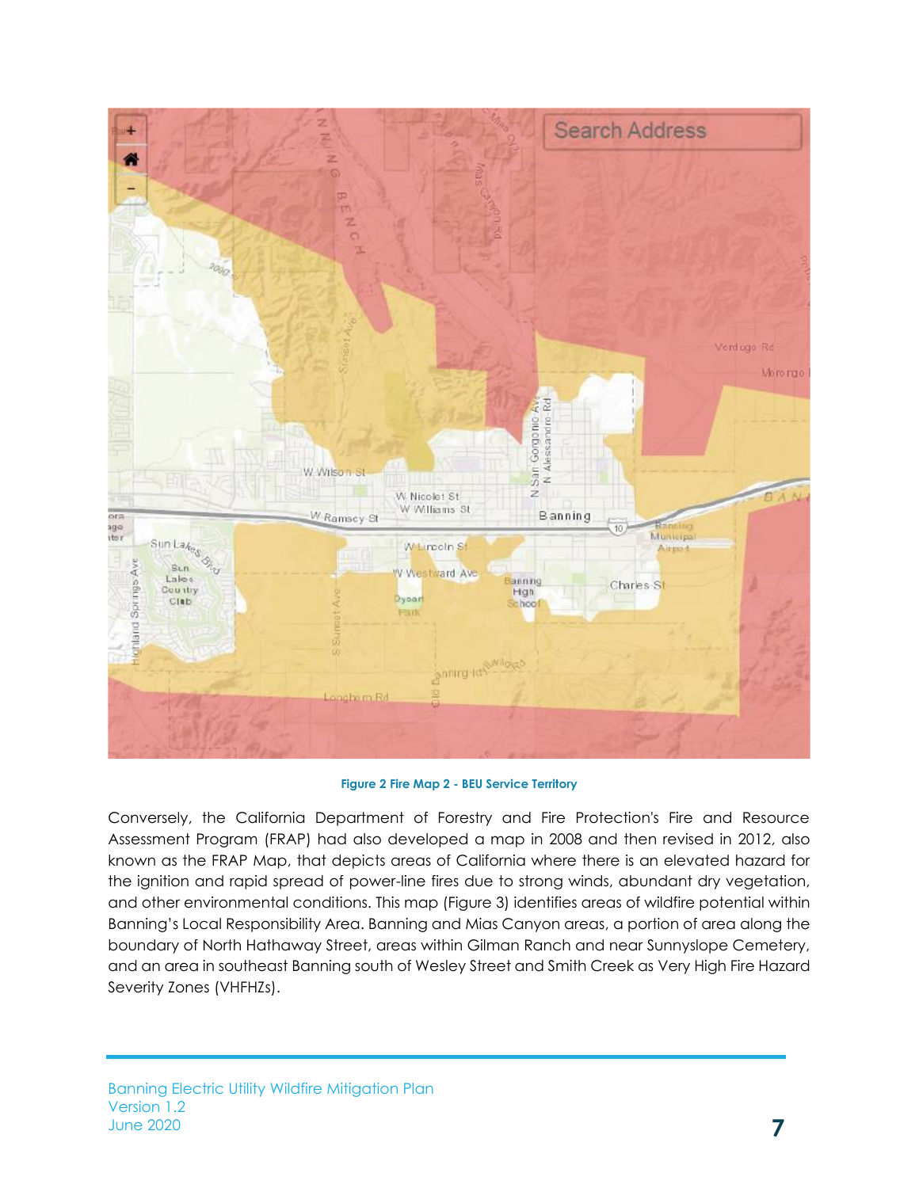**Figure 2 Fire Map 2 - BEU Service Territory**

Conversely, the California Department of Forestry and Fire Protection's Fire and Resource Assessment Program (FRAP) had also developed a map in 2008 and then revised in 2012, also known as the FRAP Map, that depicts areas of California where there is an elevated hazard for the ignition and rapid spread of power-line fires due to strong winds, abundant dry vegetation, and other environmental conditions. This map (Figure 3) identifies areas of wildfire potential within Banning's Local Responsibility Area. Banning and Mias Canyon areas, a portion of area along the boundary of North Hathaway Street, areas within Gilman Ranch and near Sunnyslope Cemetery, and an area in southeast Banning south of Wesley Street and Smith Creek as Very High Fire Hazard Severity Zones (VHFHZs).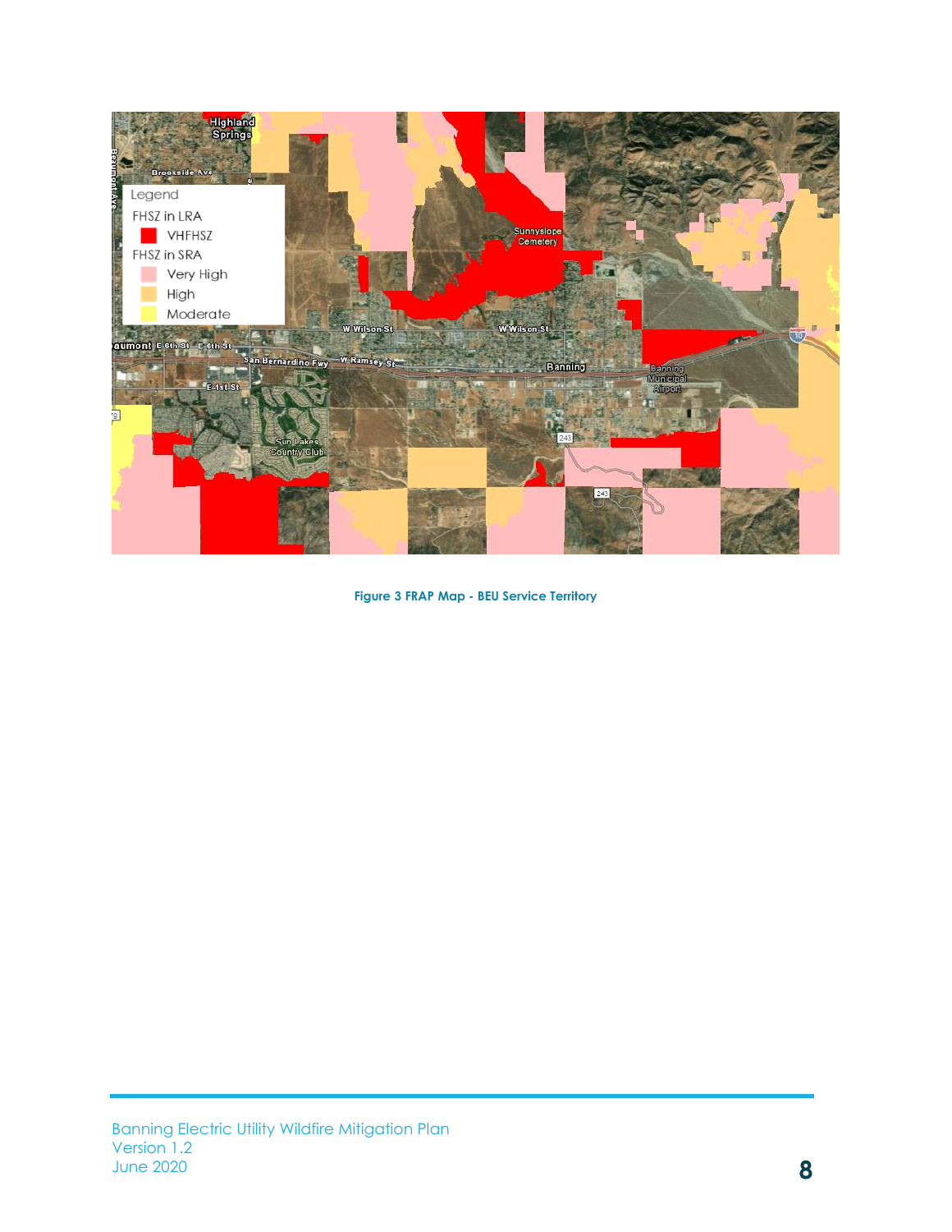Figure 3 FRAP Map - BEU Service Territory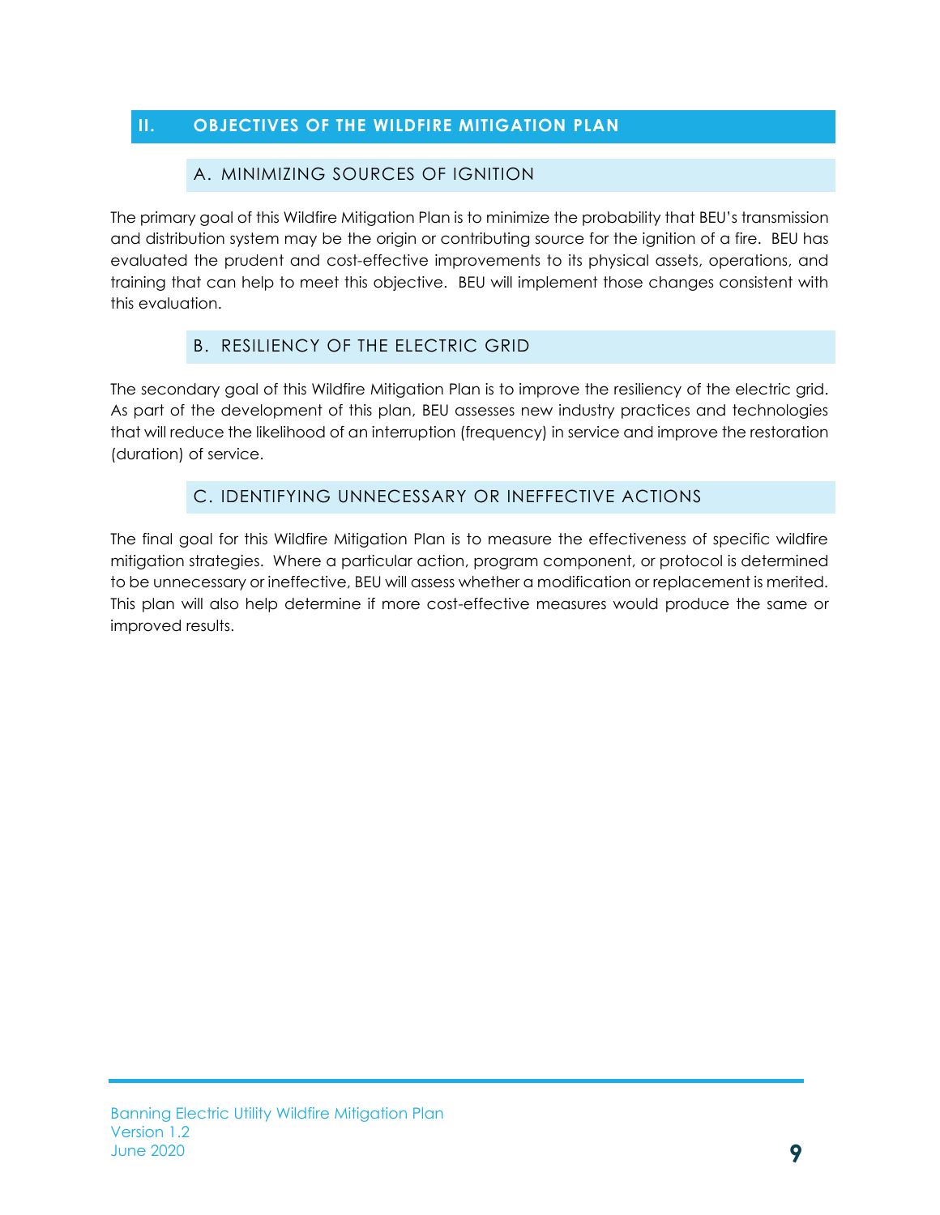## II. OBJECTIVES OF THE WILDFIRE MITIGATION PLAN

### A. MINIMIZING SOURCES OF IGNITION

The primary goal of this Wildfire Mitigation Plan is to minimize the probability that BEU's transmission and distribution system may be the origin or contributing source for the ignition of a fire. BEU has evaluated the prudent and cost-effective improvements to its physical assets, operations, and training that can help to meet this objective. BEU will implement those changes consistent with this evaluation.

### B. RESILIENCY OF THE ELECTRIC GRID

The secondary goal of this Wildfire Mitigation Plan is to improve the resiliency of the electric grid. As part of the development of this plan, BEU assesses new industry practices and technologies that will reduce the likelihood of an interruption (frequency) in service and improve the restoration (duration) of service.

### C. IDENTIFYING UNNECESSARY OR INEFFECTIVE ACTIONS

The final goal for this Wildfire Mitigation Plan is to measure the effectiveness of specific wildfire mitigation strategies. Where a particular action, program component, or protocol is determined to be unnecessary or ineffective, BEU will assess whether a modification or replacement is merited. This plan will also help determine if more cost-effective measures would produce the same or improved results.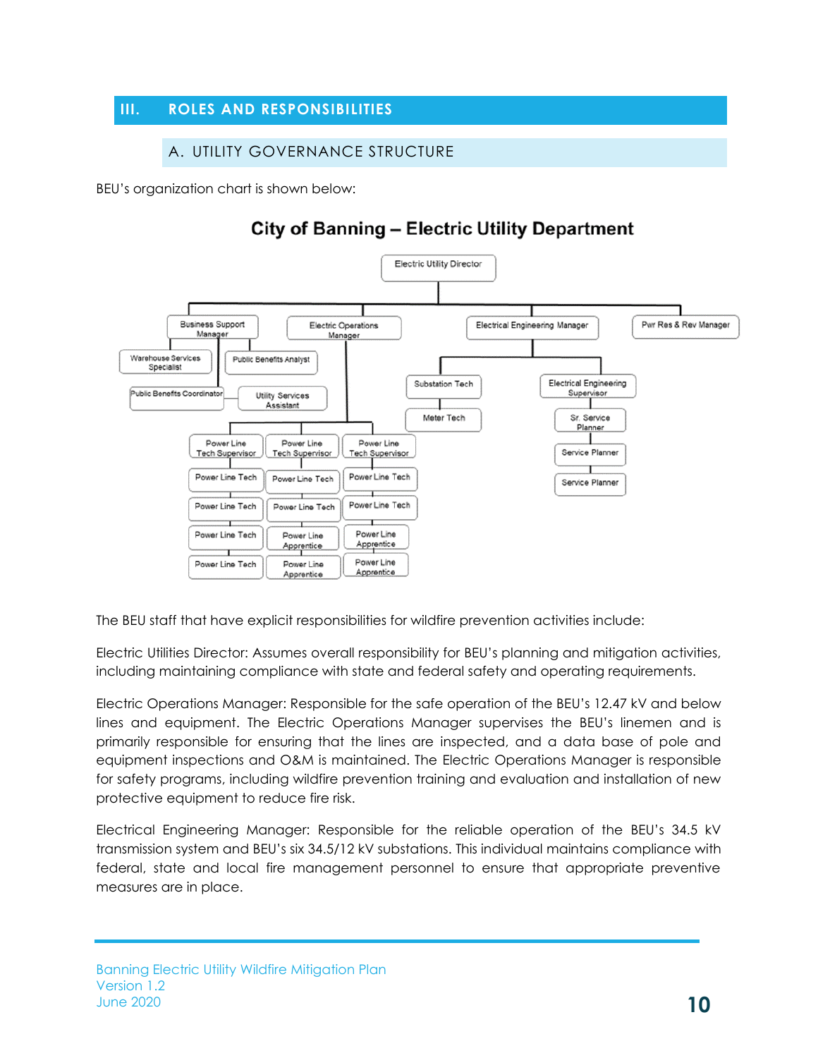# III. ROLES AND RESPONSIBILITIES

## A. UTILITY GOVERNANCE STRUCTURE

BEU's organization chart is shown below:

**City of Banning – Electric Utility Department**

The BEU staff that have explicit responsibilities for wildfire prevention activities include:

Electric Utilities Director: Assumes overall responsibility for BEU's planning and mitigation activities, including maintaining compliance with state and federal safety and operating requirements.

Electric Operations Manager: Responsible for the safe operation of the BEU's 12.47 kV and below lines and equipment. The Electric Operations Manager supervises the BEU's linemen and is primarily responsible for ensuring that the lines are inspected, and a data base of pole and equipment inspections and O&M is maintained. The Electric Operations Manager is responsible for safety programs, including wildfire prevention training and evaluation and installation of new protective equipment to reduce fire risk.

Electrical Engineering Manager: Responsible for the reliable operation of the BEU's 34.5 kV transmission system and BEU's six 34.5/12 kV substations. This individual maintains compliance with federal, state and local fire management personnel to ensure that appropriate preventive measures are in place.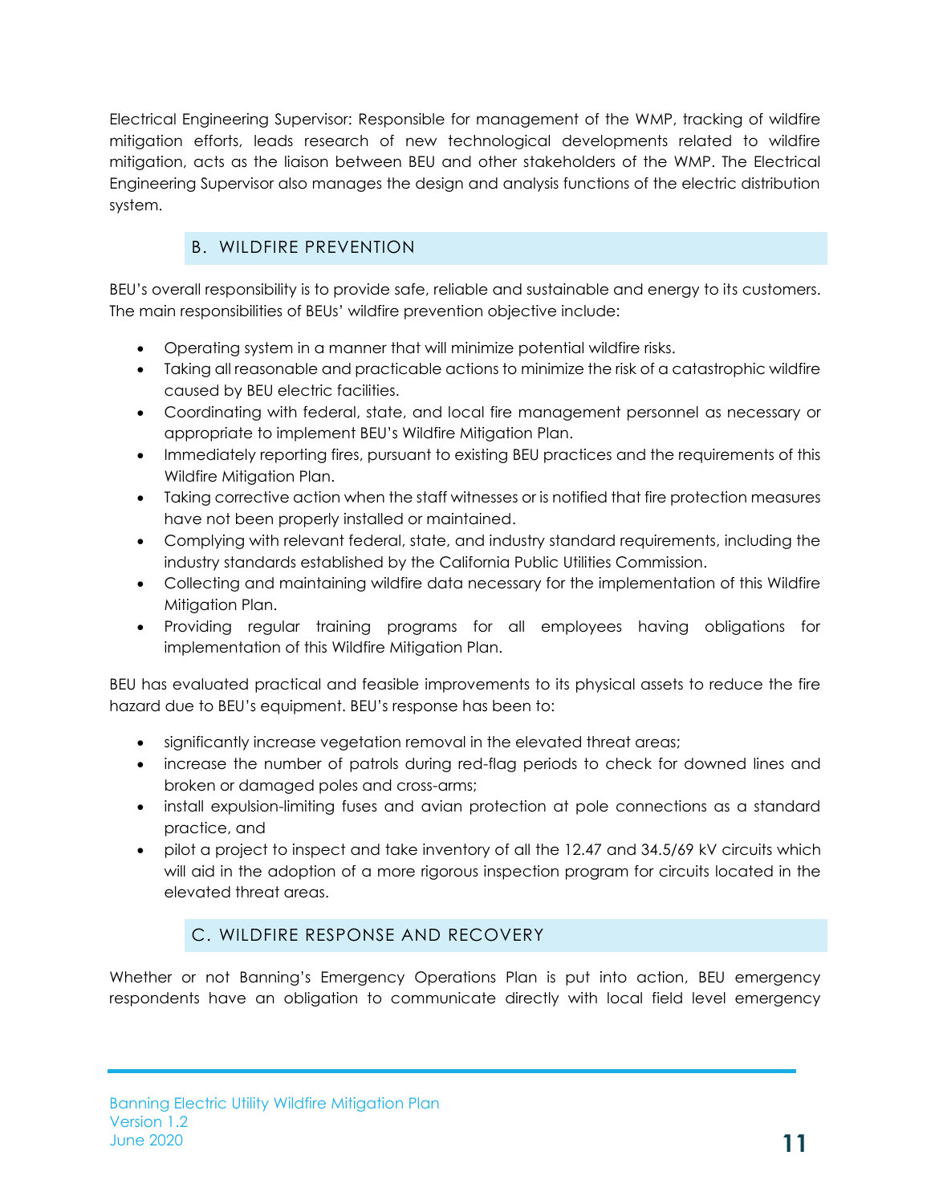Electrical Engineering Supervisor: Responsible for management of the WMP, tracking of wildfire mitigation efforts, leads research of new technological developments related to wildfire mitigation, acts as the liaison between BEU and other stakeholders of the WMP. The Electrical Engineering Supervisor also manages the design and analysis functions of the electric distribution system.

## B. WILDFIRE PREVENTION

BEU's overall responsibility is to provide safe, reliable and sustainable and energy to its customers. The main responsibilities of BEUs' wildfire prevention objective include:

- Operating system in a manner that will minimize potential wildfire risks.
- Taking all reasonable and practicable actions to minimize the risk of a catastrophic wildfire caused by BEU electric facilities.
- Coordinating with federal, state, and local fire management personnel as necessary or appropriate to implement BEU's Wildfire Mitigation Plan.
- Immediately reporting fires, pursuant to existing BEU practices and the requirements of this Wildfire Mitigation Plan.
- Taking corrective action when the staff witnesses or is notified that fire protection measures have not been properly installed or maintained.
- Complying with relevant federal, state, and industry standard requirements, including the industry standards established by the California Public Utilities Commission.
- Collecting and maintaining wildfire data necessary for the implementation of this Wildfire Mitigation Plan.
- Providing regular training programs for all employees having obligations for implementation of this Wildfire Mitigation Plan.

BEU has evaluated practical and feasible improvements to its physical assets to reduce the fire hazard due to BEU's equipment. BEU's response has been to:

- significantly increase vegetation removal in the elevated threat areas;
- increase the number of patrols during red-flag periods to check for downed lines and broken or damaged poles and cross-arms;
- install expulsion-limiting fuses and avian protection at pole connections as a standard practice, and
- pilot a project to inspect and take inventory of all the 12.47 and 34.5/69 kV circuits which will aid in the adoption of a more rigorous inspection program for circuits located in the elevated threat areas.

## C. WILDFIRE RESPONSE AND RECOVERY

Whether or not Banning's Emergency Operations Plan is put into action, BEU emergency respondents have an obligation to communicate directly with local field level emergency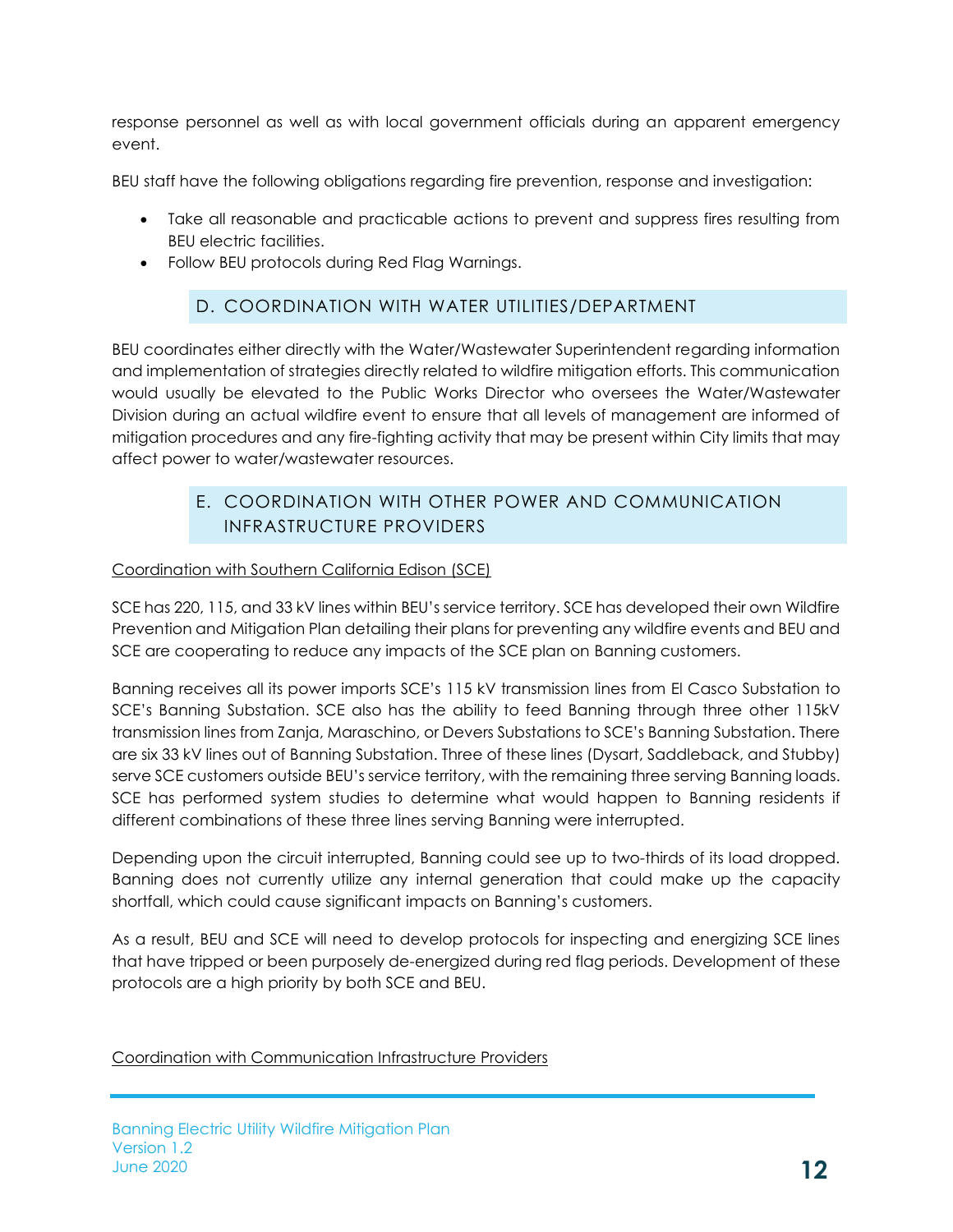response personnel as well as with local government officials during an apparent emergency event.

BEU staff have the following obligations regarding fire prevention, response and investigation:

- Take all reasonable and practicable actions to prevent and suppress fires resulting from BEU electric facilities.
- Follow BEU protocols during Red Flag Warnings.

## D. COORDINATION WITH WATER UTILITIES/DEPARTMENT

BEU coordinates either directly with the Water/Wastewater Superintendent regarding information and implementation of strategies directly related to wildfire mitigation efforts. This communication would usually be elevated to the Public Works Director who oversees the Water/Wastewater Division during an actual wildfire event to ensure that all levels of management are informed of mitigation procedures and any fire-fighting activity that may be present within City limits that may affect power to water/wastewater resources.

## E. COORDINATION WITH OTHER POWER AND COMMUNICATION INFRASTRUCTURE PROVIDERS

<u>Coordination with Southern California Edison (SCE)</u>

SCE has 220, 115, and 33 kV lines within BEU's service territory. SCE has developed their own Wildfire Prevention and Mitigation Plan detailing their plans for preventing any wildfire events and BEU and SCE are cooperating to reduce any impacts of the SCE plan on Banning customers.

Banning receives all its power imports SCE's 115 kV transmission lines from El Casco Substation to SCE's Banning Substation. SCE also has the ability to feed Banning through three other 115kV transmission lines from Zanja, Maraschino, or Devers Substations to SCE's Banning Substation. There are six 33 kV lines out of Banning Substation. Three of these lines (Dysart, Saddleback, and Stubby) serve SCE customers outside BEU's service territory, with the remaining three serving Banning loads. SCE has performed system studies to determine what would happen to Banning residents if different combinations of these three lines serving Banning were interrupted.

Depending upon the circuit interrupted, Banning could see up to two-thirds of its load dropped. Banning does not currently utilize any internal generation that could make up the capacity shortfall, which could cause significant impacts on Banning's customers.

As a result, BEU and SCE will need to develop protocols for inspecting and energizing SCE lines that have tripped or been purposely de-energized during red flag periods. Development of these protocols are a high priority by both SCE and BEU.

<u>Coordination with Communication Infrastructure Providers</u>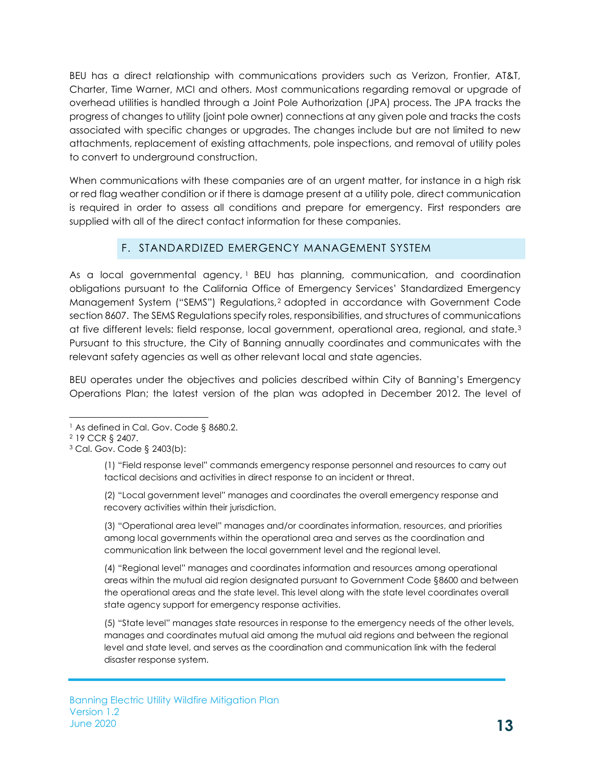BEU has a direct relationship with communications providers such as Verizon, Frontier, AT&T, Charter, Time Warner, MCI and others. Most communications regarding removal or upgrade of overhead utilities is handled through a Joint Pole Authorization (JPA) process. The JPA tracks the progress of changes to utility (joint pole owner) connections at any given pole and tracks the costs associated with specific changes or upgrades. The changes include but are not limited to new attachments, replacement of existing attachments, pole inspections, and removal of utility poles to convert to underground construction.

When communications with these companies are of an urgent matter, for instance in a high risk or red flag weather condition or if there is damage present at a utility pole, direct communication is required in order to assess all conditions and prepare for emergency. First responders are supplied with all of the direct contact information for these companies.

## F. STANDARDIZED EMERGENCY MANAGEMENT SYSTEM

As a local governmental agency,[1] BEU has planning, communication, and coordination obligations pursuant to the California Office of Emergency Services' Standardized Emergency Management System ("SEMS") Regulations,[2] adopted in accordance with Government Code section 8607. The SEMS Regulations specify roles, responsibilities, and structures of communications at five different levels: field response, local government, operational area, regional, and state.[3] Pursuant to this structure, the City of Banning annually coordinates and communicates with the relevant safety agencies as well as other relevant local and state agencies.

BEU operates under the objectives and policies described within City of Banning's Emergency Operations Plan; the latest version of the plan was adopted in December 2012. The level of

---

[1] As defined in Cal. Gov. Code § 8680.2.

[2] 19 CCR § 2407.

[3] Cal. Gov. Code § 2403(b):

> (1) "Field response level" commands emergency response personnel and resources to carry out tactical decisions and activities in direct response to an incident or threat.
>
> (2) "Local government level" manages and coordinates the overall emergency response and recovery activities within their jurisdiction.
>
> (3) "Operational area level" manages and/or coordinates information, resources, and priorities among local governments within the operational area and serves as the coordination and communication link between the local government level and the regional level.
>
> (4) "Regional level" manages and coordinates information and resources among operational areas within the mutual aid region designated pursuant to Government Code §8600 and between the operational areas and the state level. This level along with the state level coordinates overall state agency support for emergency response activities.
>
> (5) "State level" manages state resources in response to the emergency needs of the other levels, manages and coordinates mutual aid among the mutual aid regions and between the regional level and state level, and serves as the coordination and communication link with the federal disaster response system.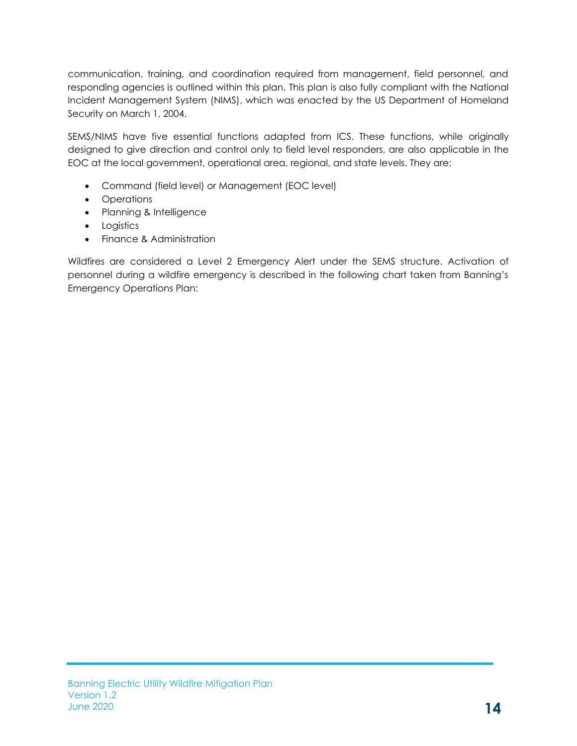communication, training, and coordination required from management, field personnel, and responding agencies is outlined within this plan. This plan is also fully compliant with the National Incident Management System (NIMS), which was enacted by the US Department of Homeland Security on March 1, 2004.

SEMS/NIMS have five essential functions adapted from ICS. These functions, while originally designed to give direction and control only to field level responders, are also applicable in the EOC at the local government, operational area, regional, and state levels. They are:

- Command (field level) or Management (EOC level)
- Operations
- Planning & Intelligence
- Logistics
- Finance & Administration

Wildfires are considered a Level 2 Emergency Alert under the SEMS structure. Activation of personnel during a wildfire emergency is described in the following chart taken from Banning's Emergency Operations Plan: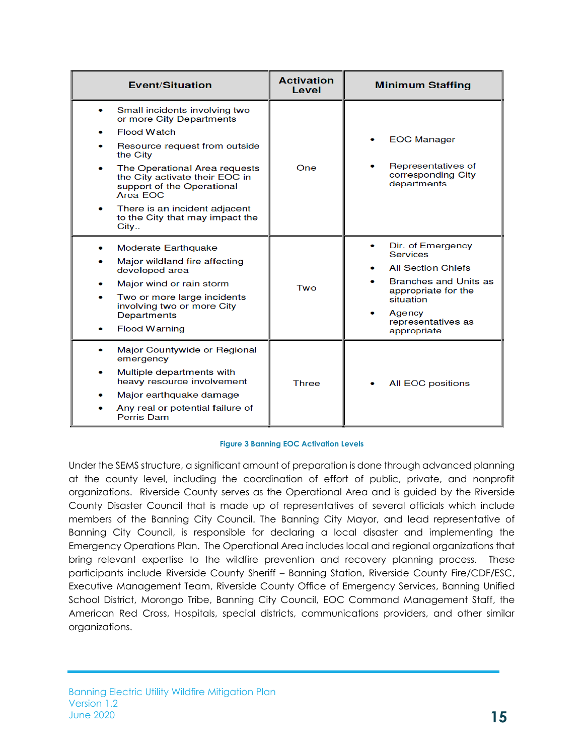| Event/Situation | Activation Level | Minimum Staffing |
|---|---|---|
| • Small incidents involving two or more City Departments<br>• Flood Watch<br>• Resource request from outside the City<br>• The Operational Area requests the City activate their EOC in support of the Operational Area EOC<br>• There is an incident adjacent to the City that may impact the City.. | One | • EOC Manager<br>• Representatives of corresponding City departments |
| • Moderate Earthquake<br>• Major wildland fire affecting developed area<br>• Major wind or rain storm<br>• Two or more large incidents involving two or more City Departments<br>• Flood Warning | Two | • Dir. of Emergency Services<br>• All Section Chiefs<br>• Branches and Units as appropriate for the situation<br>• Agency representatives as appropriate |
| • Major Countywide or Regional emergency<br>• Multiple departments with heavy resource involvement<br>• Major earthquake damage<br>• Any real or potential failure of Perris Dam | Three | • All EOC positions |

Figure 3 Banning EOC Activation Levels

Under the SEMS structure, a significant amount of preparation is done through advanced planning at the county level, including the coordination of effort of public, private, and nonprofit organizations. Riverside County serves as the Operational Area and is guided by the Riverside County Disaster Council that is made up of representatives of several officials which include members of the Banning City Council. The Banning City Mayor, and lead representative of Banning City Council, is responsible for declaring a local disaster and implementing the Emergency Operations Plan. The Operational Area includes local and regional organizations that bring relevant expertise to the wildfire prevention and recovery planning process. These participants include Riverside County Sheriff – Banning Station, Riverside County Fire/CDF/ESC, Executive Management Team, Riverside County Office of Emergency Services, Banning Unified School District, Morongo Tribe, Banning City Council, EOC Command Management Staff, the American Red Cross, Hospitals, special districts, communications providers, and other similar organizations.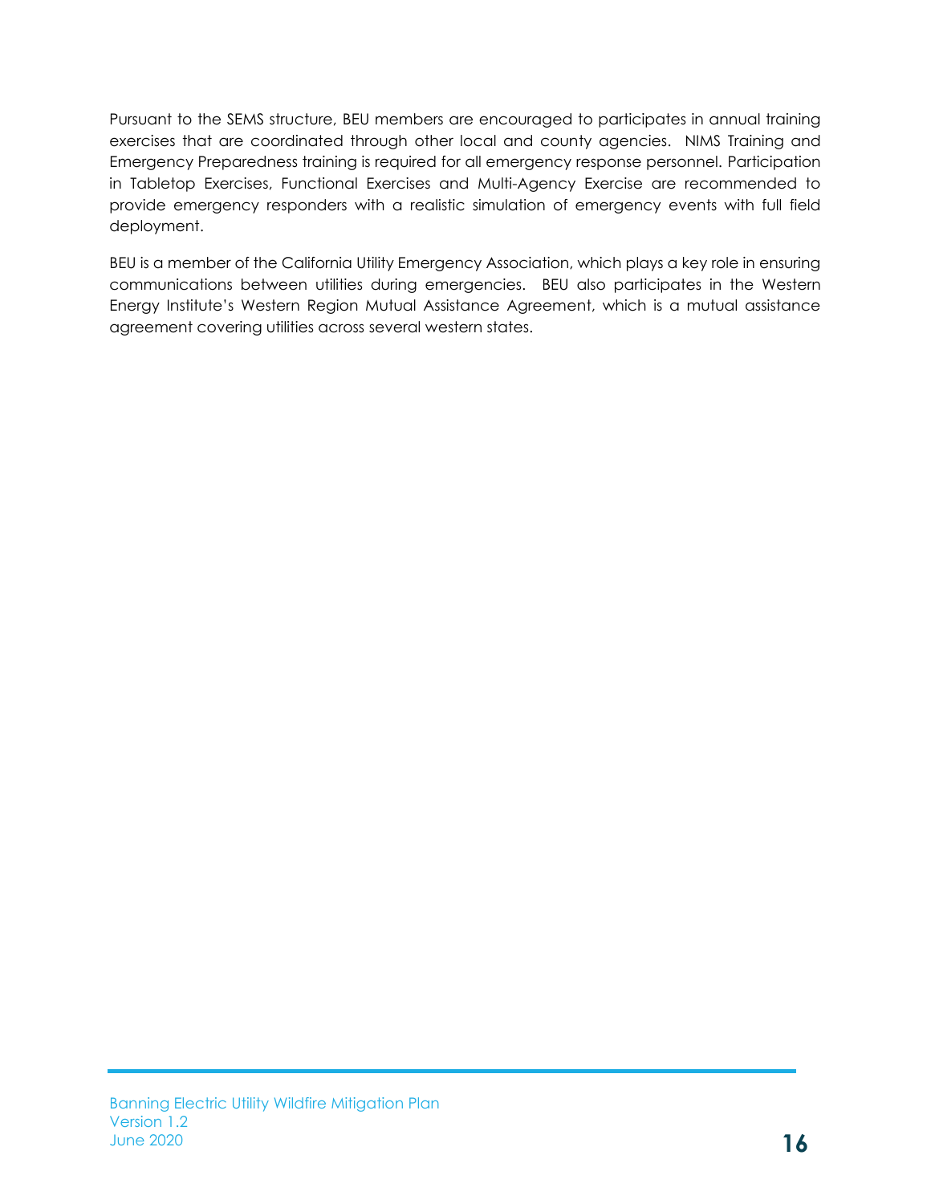Pursuant to the SEMS structure, BEU members are encouraged to participates in annual training exercises that are coordinated through other local and county agencies. NIMS Training and Emergency Preparedness training is required for all emergency response personnel. Participation in Tabletop Exercises, Functional Exercises and Multi-Agency Exercise are recommended to provide emergency responders with a realistic simulation of emergency events with full field deployment.

BEU is a member of the California Utility Emergency Association, which plays a key role in ensuring communications between utilities during emergencies. BEU also participates in the Western Energy Institute's Western Region Mutual Assistance Agreement, which is a mutual assistance agreement covering utilities across several western states.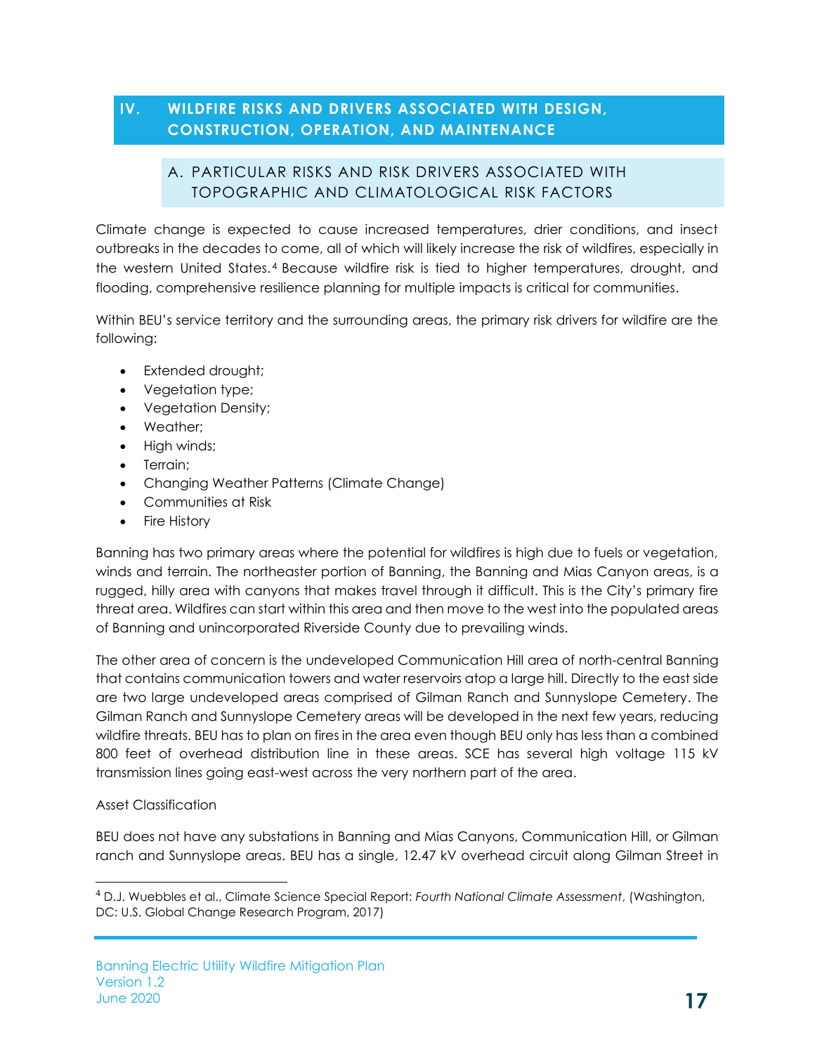# IV. WILDFIRE RISKS AND DRIVERS ASSOCIATED WITH DESIGN, CONSTRUCTION, OPERATION, AND MAINTENANCE

## A. PARTICULAR RISKS AND RISK DRIVERS ASSOCIATED WITH TOPOGRAPHIC AND CLIMATOLOGICAL RISK FACTORS

Climate change is expected to cause increased temperatures, drier conditions, and insect outbreaks in the decades to come, all of which will likely increase the risk of wildfires, especially in the western United States.[4] Because wildfire risk is tied to higher temperatures, drought, and flooding, comprehensive resilience planning for multiple impacts is critical for communities.

Within BEU's service territory and the surrounding areas, the primary risk drivers for wildfire are the following:

- Extended drought;
- Vegetation type;
- Vegetation Density;
- Weather;
- High winds;
- Terrain;
- Changing Weather Patterns (Climate Change)
- Communities at Risk
- Fire History

Banning has two primary areas where the potential for wildfires is high due to fuels or vegetation, winds and terrain. The northeaster portion of Banning, the Banning and Mias Canyon areas, is a rugged, hilly area with canyons that makes travel through it difficult. This is the City's primary fire threat area. Wildfires can start within this area and then move to the west into the populated areas of Banning and unincorporated Riverside County due to prevailing winds.

The other area of concern is the undeveloped Communication Hill area of north-central Banning that contains communication towers and water reservoirs atop a large hill. Directly to the east side are two large undeveloped areas comprised of Gilman Ranch and Sunnyslope Cemetery. The Gilman Ranch and Sunnyslope Cemetery areas will be developed in the next few years, reducing wildfire threats. BEU has to plan on fires in the area even though BEU only has less than a combined 800 feet of overhead distribution line in these areas. SCE has several high voltage 115 kV transmission lines going east-west across the very northern part of the area.

Asset Classification

BEU does not have any substations in Banning and Mias Canyons, Communication Hill, or Gilman ranch and Sunnyslope areas. BEU has a single, 12.47 kV overhead circuit along Gilman Street in

---

[4] D.J. Wuebbles et al., Climate Science Special Report: *Fourth National Climate Assessment*, (Washington, DC: U.S. Global Change Research Program, 2017)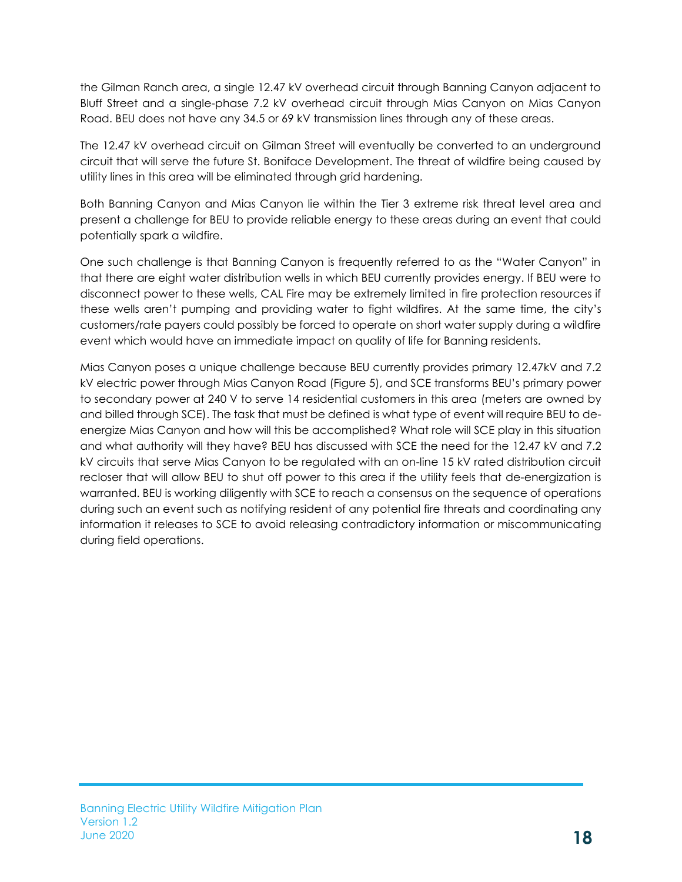the Gilman Ranch area, a single 12.47 kV overhead circuit through Banning Canyon adjacent to Bluff Street and a single-phase 7.2 kV overhead circuit through Mias Canyon on Mias Canyon Road. BEU does not have any 34.5 or 69 kV transmission lines through any of these areas.

The 12.47 kV overhead circuit on Gilman Street will eventually be converted to an underground circuit that will serve the future St. Boniface Development. The threat of wildfire being caused by utility lines in this area will be eliminated through grid hardening.

Both Banning Canyon and Mias Canyon lie within the Tier 3 extreme risk threat level area and present a challenge for BEU to provide reliable energy to these areas during an event that could potentially spark a wildfire.

One such challenge is that Banning Canyon is frequently referred to as the "Water Canyon" in that there are eight water distribution wells in which BEU currently provides energy. If BEU were to disconnect power to these wells, CAL Fire may be extremely limited in fire protection resources if these wells aren't pumping and providing water to fight wildfires. At the same time, the city's customers/rate payers could possibly be forced to operate on short water supply during a wildfire event which would have an immediate impact on quality of life for Banning residents.

Mias Canyon poses a unique challenge because BEU currently provides primary 12.47kV and 7.2 kV electric power through Mias Canyon Road (Figure 5), and SCE transforms BEU's primary power to secondary power at 240 V to serve 14 residential customers in this area (meters are owned by and billed through SCE). The task that must be defined is what type of event will require BEU to de-energize Mias Canyon and how will this be accomplished? What role will SCE play in this situation and what authority will they have? BEU has discussed with SCE the need for the 12.47 kV and 7.2 kV circuits that serve Mias Canyon to be regulated with an on-line 15 kV rated distribution circuit recloser that will allow BEU to shut off power to this area if the utility feels that de-energization is warranted. BEU is working diligently with SCE to reach a consensus on the sequence of operations during such an event such as notifying resident of any potential fire threats and coordinating any information it releases to SCE to avoid releasing contradictory information or miscommunicating during field operations.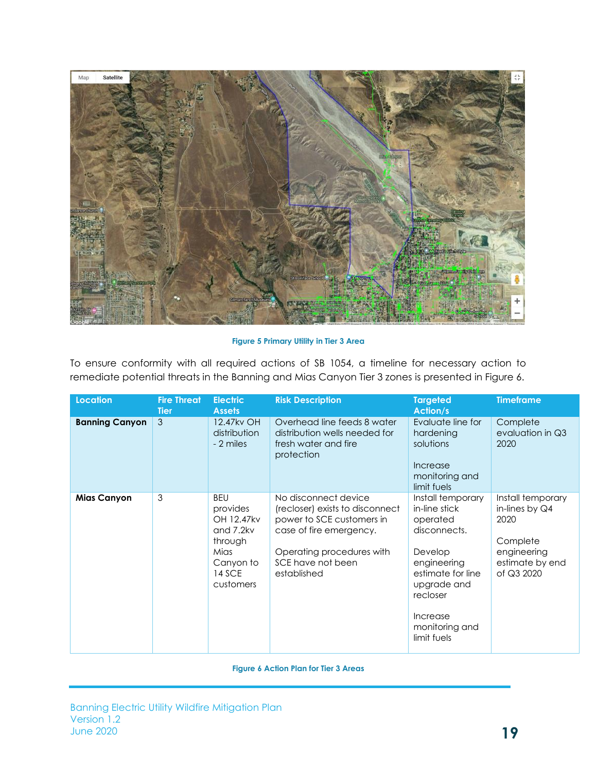Figure 5 Primary Utility in Tier 3 Area

To ensure conformity with all required actions of SB 1054, a timeline for necessary action to remediate potential threats in the Banning and Mias Canyon Tier 3 zones is presented in Figure 6.

| Location | Fire Threat Tier | Electric Assets | Risk Description | Targeted Action/s | Timeframe |
|---|---|---|---|---|---|
| **Banning Canyon** | 3 | 12.47kv OH distribution - 2 miles | Overhead line feeds 8 water distribution wells needed for fresh water and fire protection | Evaluate line for hardening solutions<br><br>Increase monitoring and limit fuels | Complete evaluation in Q3 2020 |
| **Mias Canyon** | 3 | BEU provides OH 12.47kv and 7.2kv through Mias Canyon to 14 SCE customers | No disconnect device (recloser) exists to disconnect power to SCE customers in case of fire emergency.<br><br>Operating procedures with SCE have not been established | Install temporary in-line stick operated disconnects.<br><br>Develop engineering estimate for line upgrade and recloser<br><br>Increase monitoring and limit fuels | Install temporary in-lines by Q4 2020<br><br>Complete engineering estimate by end of Q3 2020 |

Figure 6 Action Plan for Tier 3 Areas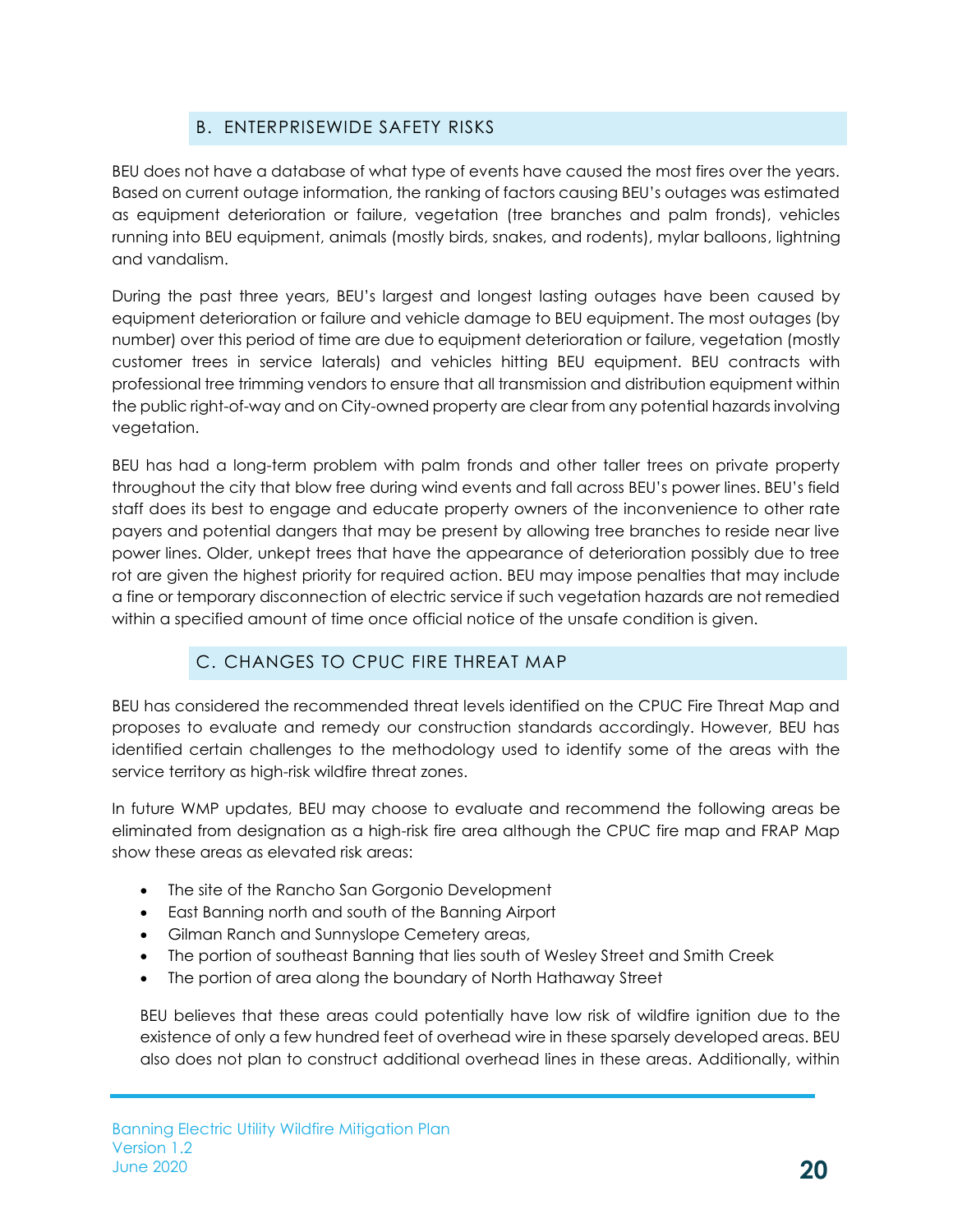## B. ENTERPRISEWIDE SAFETY RISKS

BEU does not have a database of what type of events have caused the most fires over the years. Based on current outage information, the ranking of factors causing BEU's outages was estimated as equipment deterioration or failure, vegetation (tree branches and palm fronds), vehicles running into BEU equipment, animals (mostly birds, snakes, and rodents), mylar balloons, lightning and vandalism.

During the past three years, BEU's largest and longest lasting outages have been caused by equipment deterioration or failure and vehicle damage to BEU equipment. The most outages (by number) over this period of time are due to equipment deterioration or failure, vegetation (mostly customer trees in service laterals) and vehicles hitting BEU equipment. BEU contracts with professional tree trimming vendors to ensure that all transmission and distribution equipment within the public right-of-way and on City-owned property are clear from any potential hazards involving vegetation.

BEU has had a long-term problem with palm fronds and other taller trees on private property throughout the city that blow free during wind events and fall across BEU's power lines. BEU's field staff does its best to engage and educate property owners of the inconvenience to other rate payers and potential dangers that may be present by allowing tree branches to reside near live power lines. Older, unkept trees that have the appearance of deterioration possibly due to tree rot are given the highest priority for required action. BEU may impose penalties that may include a fine or temporary disconnection of electric service if such vegetation hazards are not remedied within a specified amount of time once official notice of the unsafe condition is given.

## C. CHANGES TO CPUC FIRE THREAT MAP

BEU has considered the recommended threat levels identified on the CPUC Fire Threat Map and proposes to evaluate and remedy our construction standards accordingly. However, BEU has identified certain challenges to the methodology used to identify some of the areas with the service territory as high-risk wildfire threat zones.

In future WMP updates, BEU may choose to evaluate and recommend the following areas be eliminated from designation as a high-risk fire area although the CPUC fire map and FRAP Map show these areas as elevated risk areas:

- The site of the Rancho San Gorgonio Development
- East Banning north and south of the Banning Airport
- Gilman Ranch and Sunnyslope Cemetery areas,
- The portion of southeast Banning that lies south of Wesley Street and Smith Creek
- The portion of area along the boundary of North Hathaway Street

BEU believes that these areas could potentially have low risk of wildfire ignition due to the existence of only a few hundred feet of overhead wire in these sparsely developed areas. BEU also does not plan to construct additional overhead lines in these areas. Additionally, within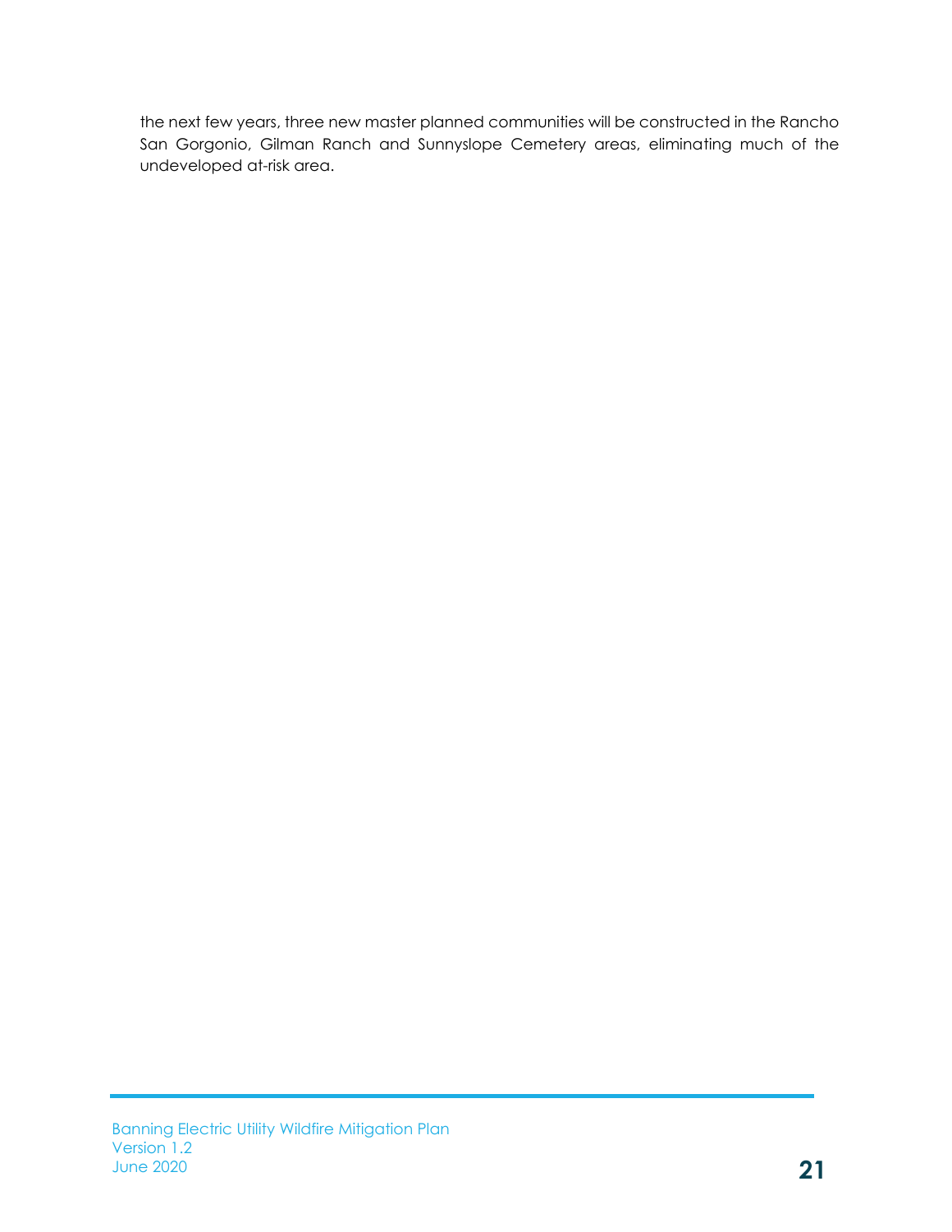the next few years, three new master planned communities will be constructed in the Rancho San Gorgonio, Gilman Ranch and Sunnyslope Cemetery areas, eliminating much of the undeveloped at-risk area.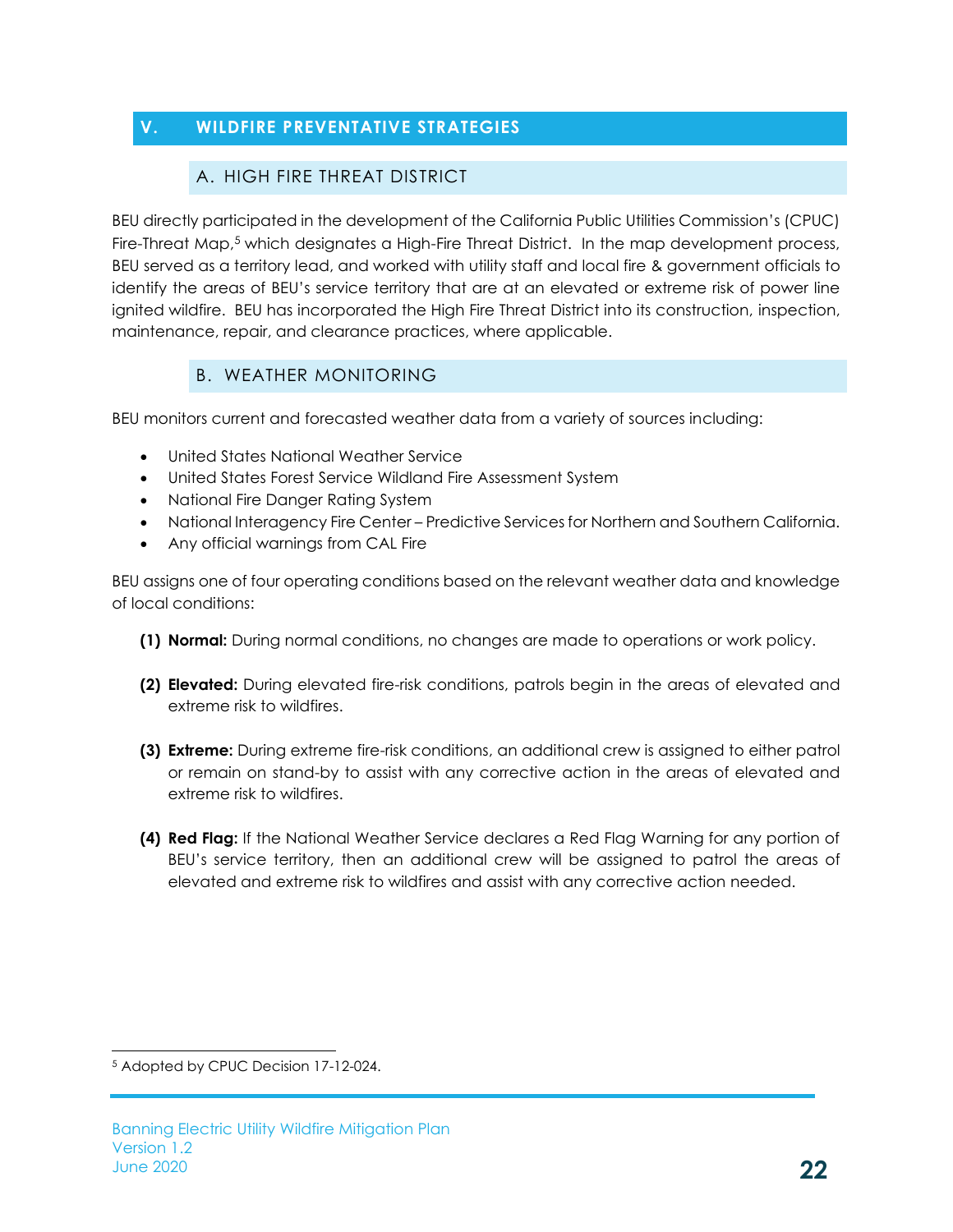# V. WILDFIRE PREVENTATIVE STRATEGIES

## A. HIGH FIRE THREAT DISTRICT

BEU directly participated in the development of the California Public Utilities Commission's (CPUC) Fire-Threat Map,[5] which designates a High-Fire Threat District. In the map development process, BEU served as a territory lead, and worked with utility staff and local fire & government officials to identify the areas of BEU's service territory that are at an elevated or extreme risk of power line ignited wildfire. BEU has incorporated the High Fire Threat District into its construction, inspection, maintenance, repair, and clearance practices, where applicable.

## B. WEATHER MONITORING

BEU monitors current and forecasted weather data from a variety of sources including:

- United States National Weather Service
- United States Forest Service Wildland Fire Assessment System
- National Fire Danger Rating System
- National Interagency Fire Center – Predictive Services for Northern and Southern California.
- Any official warnings from CAL Fire

BEU assigns one of four operating conditions based on the relevant weather data and knowledge of local conditions:

**(1) Normal:** During normal conditions, no changes are made to operations or work policy.

**(2) Elevated:** During elevated fire-risk conditions, patrols begin in the areas of elevated and extreme risk to wildfires.

**(3) Extreme:** During extreme fire-risk conditions, an additional crew is assigned to either patrol or remain on stand-by to assist with any corrective action in the areas of elevated and extreme risk to wildfires.

**(4) Red Flag:** If the National Weather Service declares a Red Flag Warning for any portion of BEU's service territory, then an additional crew will be assigned to patrol the areas of elevated and extreme risk to wildfires and assist with any corrective action needed.

---

[5] Adopted by CPUC Decision 17-12-024.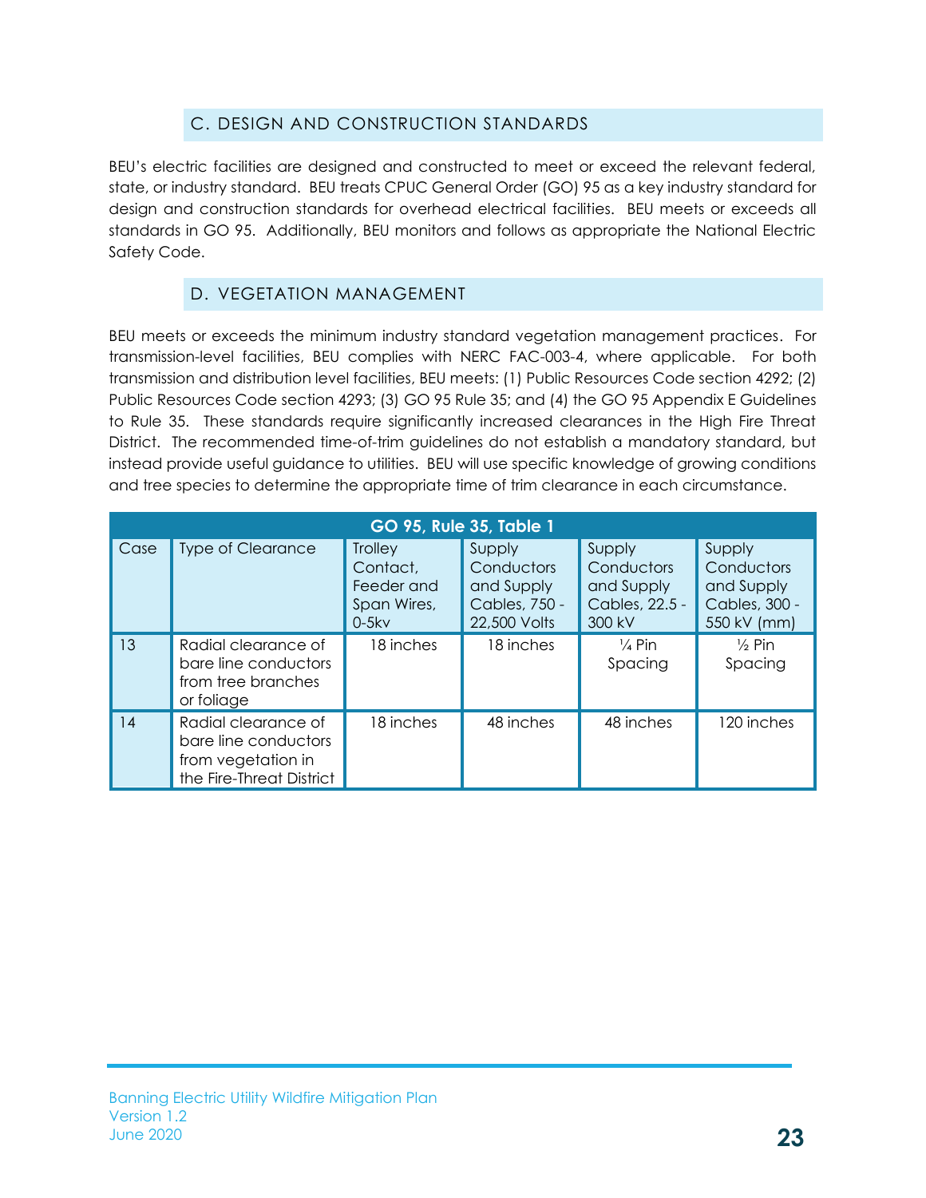## C. DESIGN AND CONSTRUCTION STANDARDS

BEU's electric facilities are designed and constructed to meet or exceed the relevant federal, state, or industry standard. BEU treats CPUC General Order (GO) 95 as a key industry standard for design and construction standards for overhead electrical facilities. BEU meets or exceeds all standards in GO 95. Additionally, BEU monitors and follows as appropriate the National Electric Safety Code.

## D. VEGETATION MANAGEMENT

BEU meets or exceeds the minimum industry standard vegetation management practices. For transmission-level facilities, BEU complies with NERC FAC-003-4, where applicable. For both transmission and distribution level facilities, BEU meets: (1) Public Resources Code section 4292; (2) Public Resources Code section 4293; (3) GO 95 Rule 35; and (4) the GO 95 Appendix E Guidelines to Rule 35. These standards require significantly increased clearances in the High Fire Threat District. The recommended time-of-trim guidelines do not establish a mandatory standard, but instead provide useful guidance to utilities. BEU will use specific knowledge of growing conditions and tree species to determine the appropriate time of trim clearance in each circumstance.

**GO 95, Rule 35, Table 1**

| Case | Type of Clearance | Trolley Contact, Feeder and Span Wires, 0-5kv | Supply Conductors and Supply Cables, 750 - 22,500 Volts | Supply Conductors and Supply Cables, 22.5 - 300 kV | Supply Conductors and Supply Cables, 300 - 550 kV (mm) |
|---|---|---|---|---|---|
| 13 | Radial clearance of bare line conductors from tree branches or foliage | 18 inches | 18 inches | ¼ Pin Spacing | ½ Pin Spacing |
| 14 | Radial clearance of bare line conductors from vegetation in the Fire-Threat District | 18 inches | 48 inches | 48 inches | 120 inches |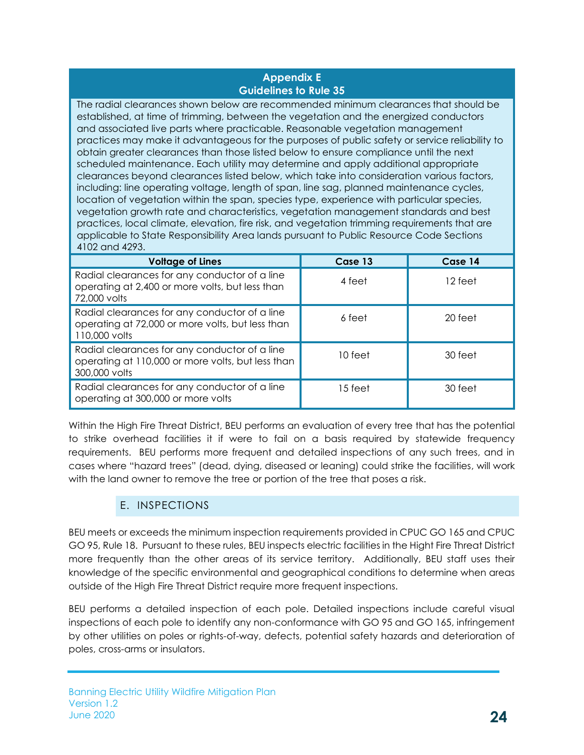**Appendix E**
**Guidelines to Rule 35**

The radial clearances shown below are recommended minimum clearances that should be established, at time of trimming, between the vegetation and the energized conductors and associated live parts where practicable. Reasonable vegetation management practices may make it advantageous for the purposes of public safety or service reliability to obtain greater clearances than those listed below to ensure compliance until the next scheduled maintenance. Each utility may determine and apply additional appropriate clearances beyond clearances listed below, which take into consideration various factors, including: line operating voltage, length of span, line sag, planned maintenance cycles, location of vegetation within the span, species type, experience with particular species, vegetation growth rate and characteristics, vegetation management standards and best practices, local climate, elevation, fire risk, and vegetation trimming requirements that are applicable to State Responsibility Area lands pursuant to Public Resource Code Sections 4102 and 4293.

| Voltage of Lines | Case 13 | Case 14 |
|---|---|---|
| Radial clearances for any conductor of a line operating at 2,400 or more volts, but less than 72,000 volts | 4 feet | 12 feet |
| Radial clearances for any conductor of a line operating at 72,000 or more volts, but less than 110,000 volts | 6 feet | 20 feet |
| Radial clearances for any conductor of a line operating at 110,000 or more volts, but less than 300,000 volts | 10 feet | 30 feet |
| Radial clearances for any conductor of a line operating at 300,000 or more volts | 15 feet | 30 feet |

Within the High Fire Threat District, BEU performs an evaluation of every tree that has the potential to strike overhead facilities it if were to fail on a basis required by statewide frequency requirements. BEU performs more frequent and detailed inspections of any such trees, and in cases where "hazard trees" (dead, dying, diseased or leaning) could strike the facilities, will work with the land owner to remove the tree or portion of the tree that poses a risk.

## E. INSPECTIONS

BEU meets or exceeds the minimum inspection requirements provided in CPUC GO 165 and CPUC GO 95, Rule 18. Pursuant to these rules, BEU inspects electric facilities in the Hight Fire Threat District more frequently than the other areas of its service territory. Additionally, BEU staff uses their knowledge of the specific environmental and geographical conditions to determine when areas outside of the High Fire Threat District require more frequent inspections.

BEU performs a detailed inspection of each pole. Detailed inspections include careful visual inspections of each pole to identify any non-conformance with GO 95 and GO 165, infringement by other utilities on poles or rights-of-way, defects, potential safety hazards and deterioration of poles, cross-arms or insulators.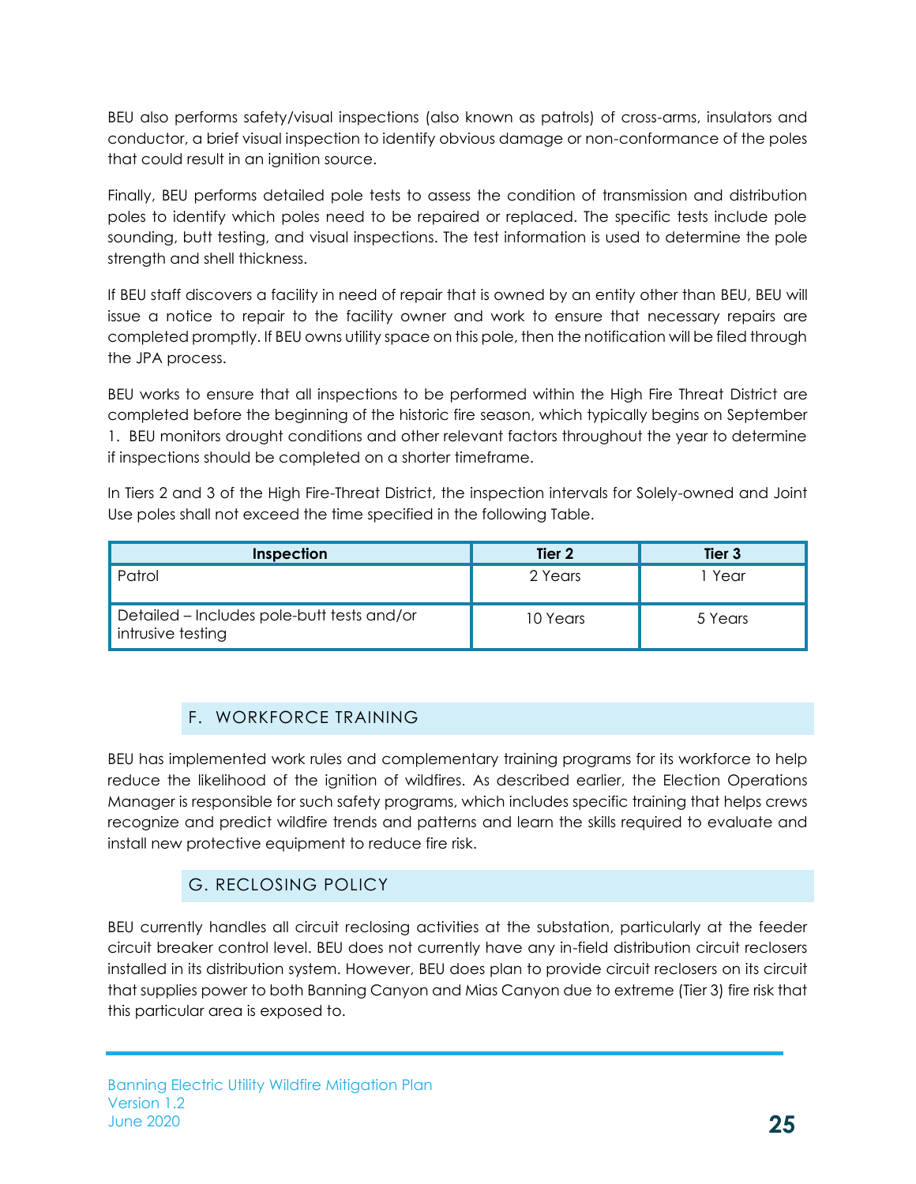BEU also performs safety/visual inspections (also known as patrols) of cross-arms, insulators and conductor, a brief visual inspection to identify obvious damage or non-conformance of the poles that could result in an ignition source.

Finally, BEU performs detailed pole tests to assess the condition of transmission and distribution poles to identify which poles need to be repaired or replaced. The specific tests include pole sounding, butt testing, and visual inspections. The test information is used to determine the pole strength and shell thickness.

If BEU staff discovers a facility in need of repair that is owned by an entity other than BEU, BEU will issue a notice to repair to the facility owner and work to ensure that necessary repairs are completed promptly. If BEU owns utility space on this pole, then the notification will be filed through the JPA process.

BEU works to ensure that all inspections to be performed within the High Fire Threat District are completed before the beginning of the historic fire season, which typically begins on September 1. BEU monitors drought conditions and other relevant factors throughout the year to determine if inspections should be completed on a shorter timeframe.

In Tiers 2 and 3 of the High Fire-Threat District, the inspection intervals for Solely-owned and Joint Use poles shall not exceed the time specified in the following Table.

| Inspection | Tier 2 | Tier 3 |
|---|---|---|
| Patrol | 2 Years | 1 Year |
| Detailed – Includes pole-butt tests and/or intrusive testing | 10 Years | 5 Years |

## F. WORKFORCE TRAINING

BEU has implemented work rules and complementary training programs for its workforce to help reduce the likelihood of the ignition of wildfires. As described earlier, the Election Operations Manager is responsible for such safety programs, which includes specific training that helps crews recognize and predict wildfire trends and patterns and learn the skills required to evaluate and install new protective equipment to reduce fire risk.

## G. RECLOSING POLICY

BEU currently handles all circuit reclosing activities at the substation, particularly at the feeder circuit breaker control level. BEU does not currently have any in-field distribution circuit reclosers installed in its distribution system. However, BEU does plan to provide circuit reclosers on its circuit that supplies power to both Banning Canyon and Mias Canyon due to extreme (Tier 3) fire risk that this particular area is exposed to.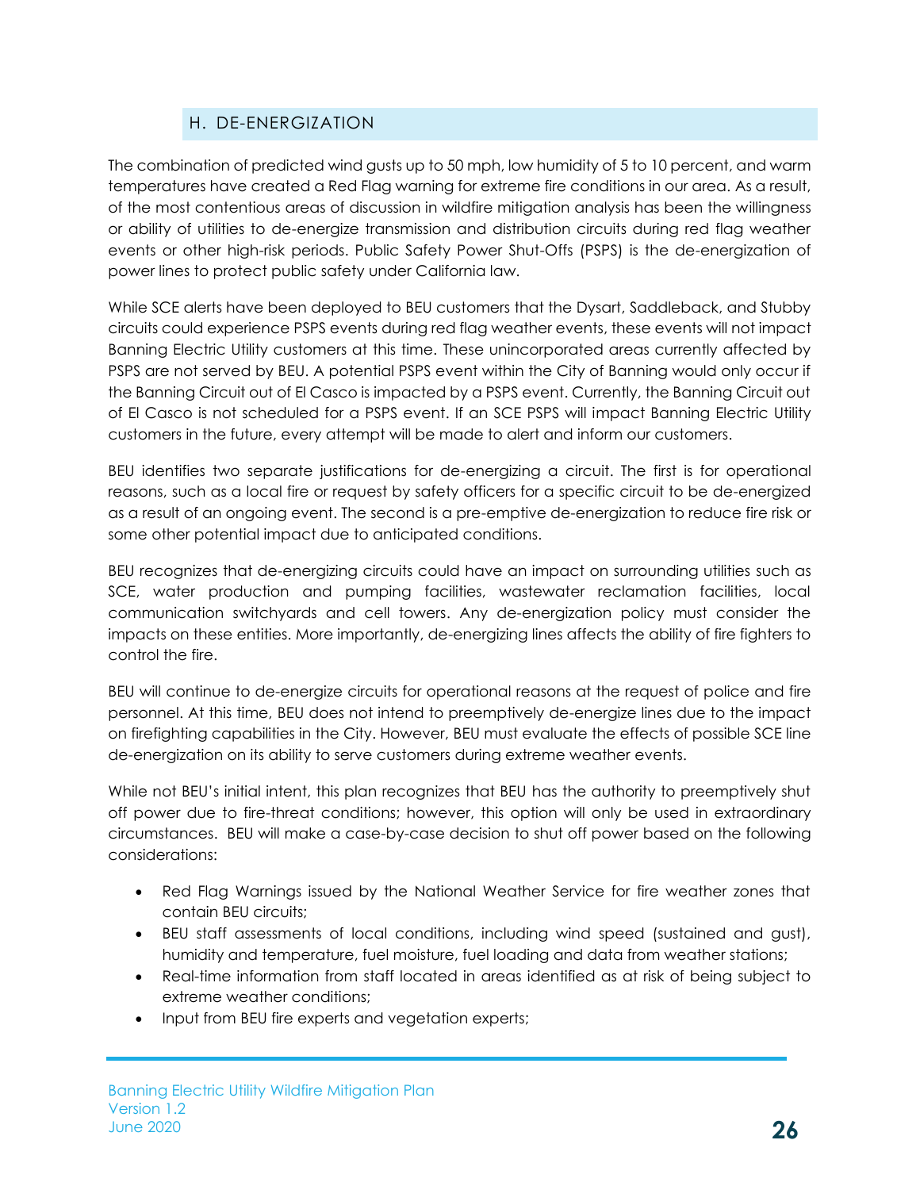## H. DE-ENERGIZATION

The combination of predicted wind gusts up to 50 mph, low humidity of 5 to 10 percent, and warm temperatures have created a Red Flag warning for extreme fire conditions in our area. As a result, of the most contentious areas of discussion in wildfire mitigation analysis has been the willingness or ability of utilities to de-energize transmission and distribution circuits during red flag weather events or other high-risk periods. Public Safety Power Shut-Offs (PSPS) is the de-energization of power lines to protect public safety under California law.

While SCE alerts have been deployed to BEU customers that the Dysart, Saddleback, and Stubby circuits could experience PSPS events during red flag weather events, these events will not impact Banning Electric Utility customers at this time. These unincorporated areas currently affected by PSPS are not served by BEU. A potential PSPS event within the City of Banning would only occur if the Banning Circuit out of El Casco is impacted by a PSPS event. Currently, the Banning Circuit out of El Casco is not scheduled for a PSPS event. If an SCE PSPS will impact Banning Electric Utility customers in the future, every attempt will be made to alert and inform our customers.

BEU identifies two separate justifications for de-energizing a circuit. The first is for operational reasons, such as a local fire or request by safety officers for a specific circuit to be de-energized as a result of an ongoing event. The second is a pre-emptive de-energization to reduce fire risk or some other potential impact due to anticipated conditions.

BEU recognizes that de-energizing circuits could have an impact on surrounding utilities such as SCE, water production and pumping facilities, wastewater reclamation facilities, local communication switchyards and cell towers. Any de-energization policy must consider the impacts on these entities. More importantly, de-energizing lines affects the ability of fire fighters to control the fire.

BEU will continue to de-energize circuits for operational reasons at the request of police and fire personnel. At this time, BEU does not intend to preemptively de-energize lines due to the impact on firefighting capabilities in the City. However, BEU must evaluate the effects of possible SCE line de-energization on its ability to serve customers during extreme weather events.

While not BEU's initial intent, this plan recognizes that BEU has the authority to preemptively shut off power due to fire-threat conditions; however, this option will only be used in extraordinary circumstances. BEU will make a case-by-case decision to shut off power based on the following considerations:

- Red Flag Warnings issued by the National Weather Service for fire weather zones that contain BEU circuits;
- BEU staff assessments of local conditions, including wind speed (sustained and gust), humidity and temperature, fuel moisture, fuel loading and data from weather stations;
- Real-time information from staff located in areas identified as at risk of being subject to extreme weather conditions;
- Input from BEU fire experts and vegetation experts;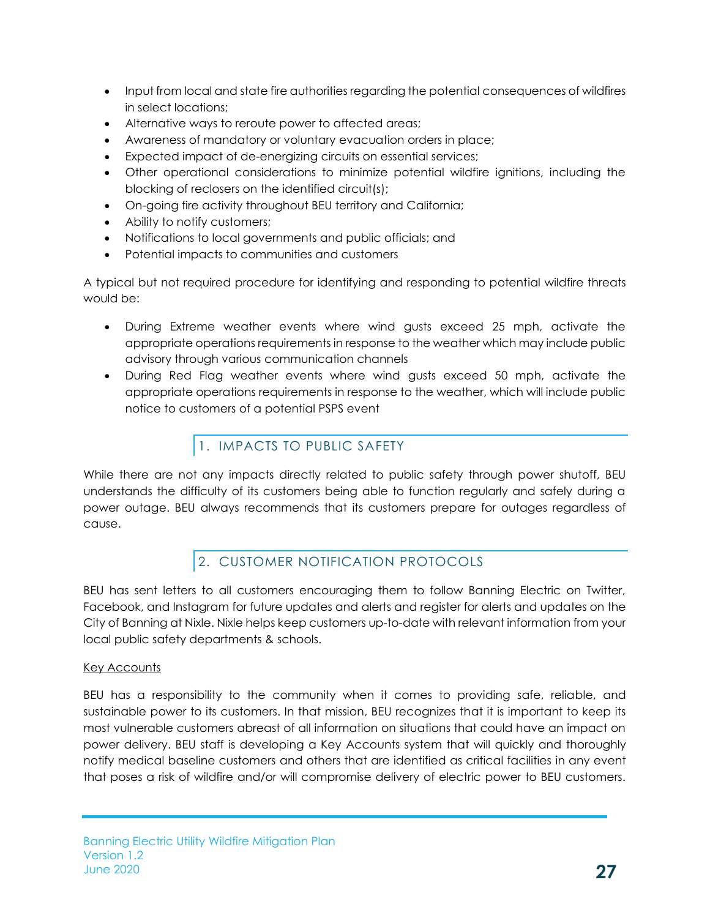- Input from local and state fire authorities regarding the potential consequences of wildfires in select locations;
- Alternative ways to reroute power to affected areas;
- Awareness of mandatory or voluntary evacuation orders in place;
- Expected impact of de-energizing circuits on essential services;
- Other operational considerations to minimize potential wildfire ignitions, including the blocking of reclosers on the identified circuit(s);
- On-going fire activity throughout BEU territory and California;
- Ability to notify customers;
- Notifications to local governments and public officials; and
- Potential impacts to communities and customers

A typical but not required procedure for identifying and responding to potential wildfire threats would be:

- During Extreme weather events where wind gusts exceed 25 mph, activate the appropriate operations requirements in response to the weather which may include public advisory through various communication channels
- During Red Flag weather events where wind gusts exceed 50 mph, activate the appropriate operations requirements in response to the weather, which will include public notice to customers of a potential PSPS event

## 1. IMPACTS TO PUBLIC SAFETY

While there are not any impacts directly related to public safety through power shutoff, BEU understands the difficulty of its customers being able to function regularly and safely during a power outage. BEU always recommends that its customers prepare for outages regardless of cause.

## 2. CUSTOMER NOTIFICATION PROTOCOLS

BEU has sent letters to all customers encouraging them to follow Banning Electric on Twitter, Facebook, and Instagram for future updates and alerts and register for alerts and updates on the City of Banning at Nixle. Nixle helps keep customers up-to-date with relevant information from your local public safety departments & schools.

<u>Key Accounts</u>

BEU has a responsibility to the community when it comes to providing safe, reliable, and sustainable power to its customers. In that mission, BEU recognizes that it is important to keep its most vulnerable customers abreast of all information on situations that could have an impact on power delivery. BEU staff is developing a Key Accounts system that will quickly and thoroughly notify medical baseline customers and others that are identified as critical facilities in any event that poses a risk of wildfire and/or will compromise delivery of electric power to BEU customers.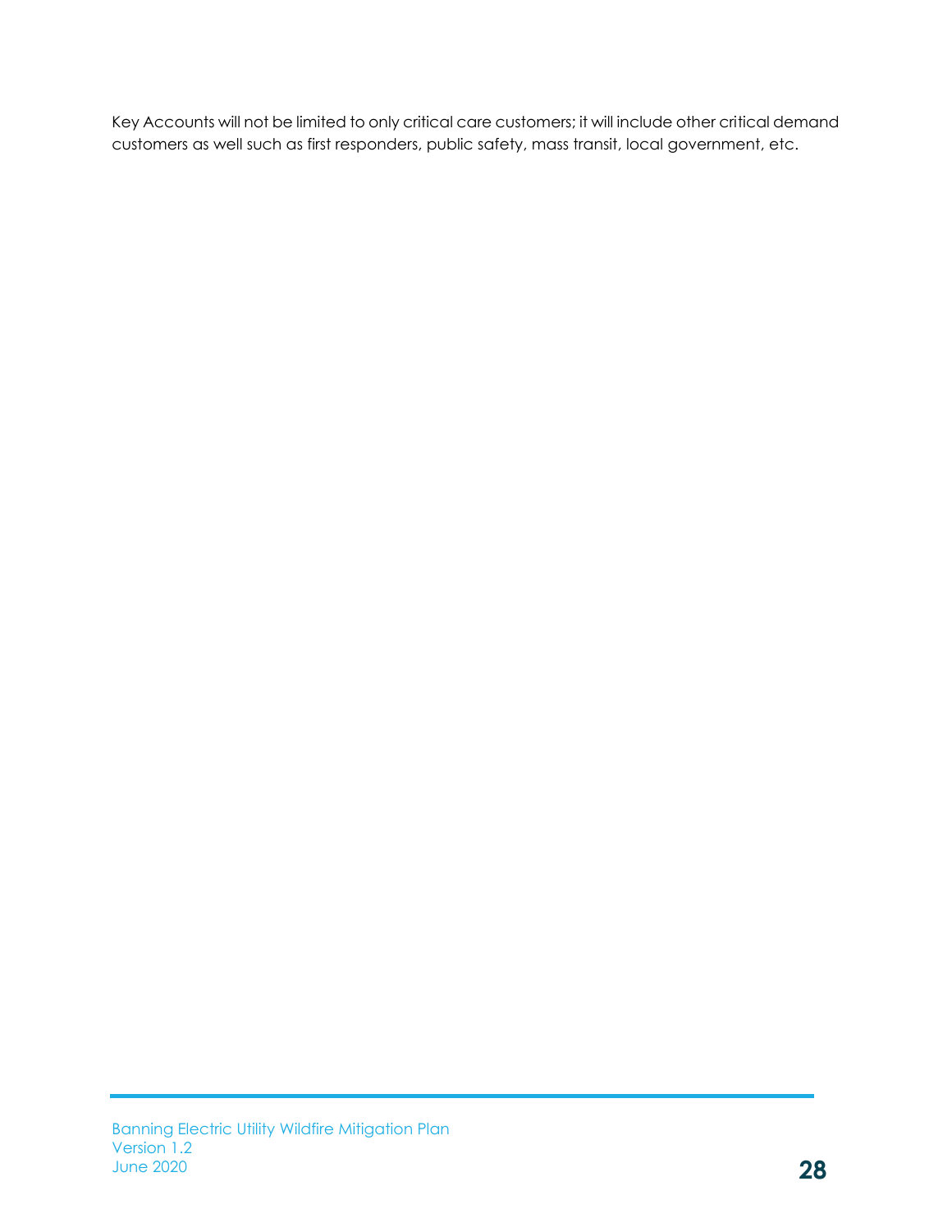Key Accounts will not be limited to only critical care customers; it will include other critical demand customers as well such as first responders, public safety, mass transit, local government, etc.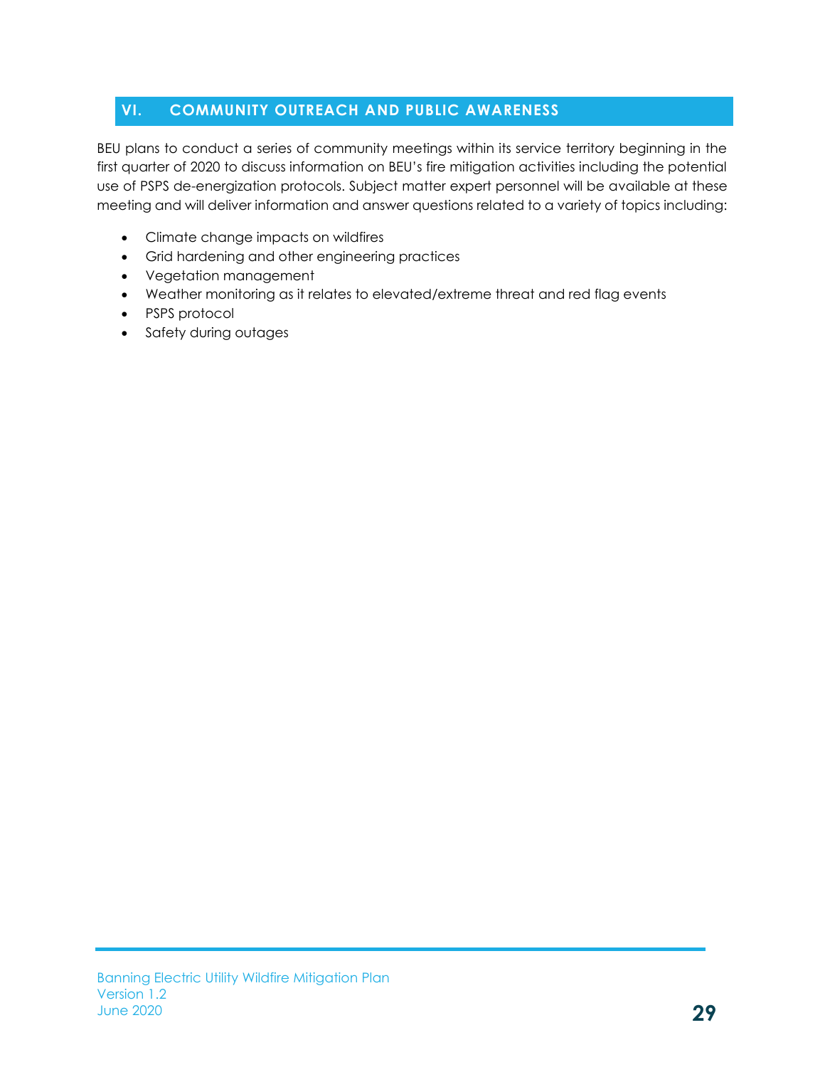## VI. COMMUNITY OUTREACH AND PUBLIC AWARENESS

BEU plans to conduct a series of community meetings within its service territory beginning in the first quarter of 2020 to discuss information on BEU's fire mitigation activities including the potential use of PSPS de-energization protocols. Subject matter expert personnel will be available at these meeting and will deliver information and answer questions related to a variety of topics including:

- Climate change impacts on wildfires
- Grid hardening and other engineering practices
- Vegetation management
- Weather monitoring as it relates to elevated/extreme threat and red flag events
- PSPS protocol
- Safety during outages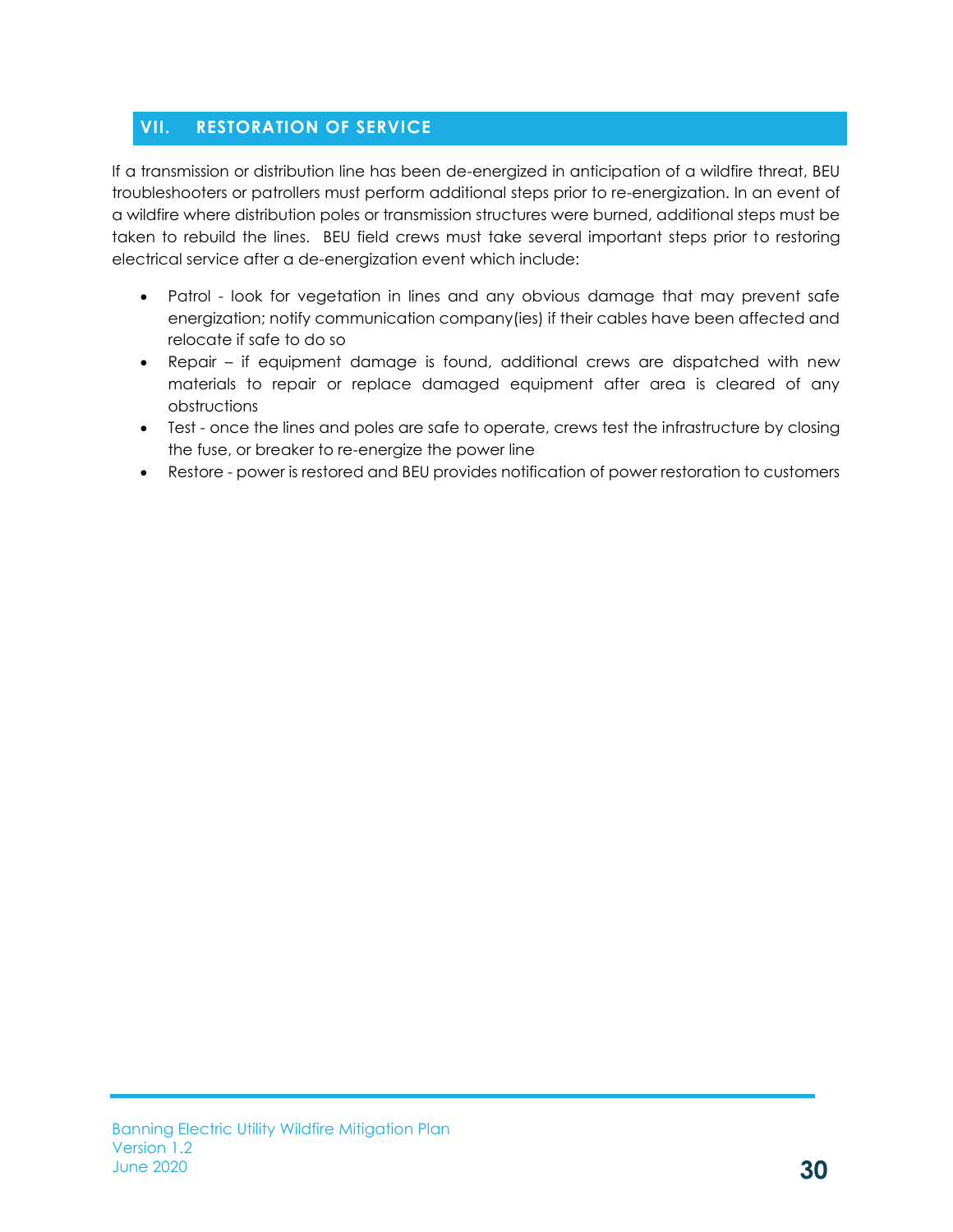## VII. RESTORATION OF SERVICE

If a transmission or distribution line has been de-energized in anticipation of a wildfire threat, BEU troubleshooters or patrollers must perform additional steps prior to re-energization. In an event of a wildfire where distribution poles or transmission structures were burned, additional steps must be taken to rebuild the lines. BEU field crews must take several important steps prior to restoring electrical service after a de-energization event which include:

- Patrol - look for vegetation in lines and any obvious damage that may prevent safe energization; notify communication company(ies) if their cables have been affected and relocate if safe to do so
- Repair – if equipment damage is found, additional crews are dispatched with new materials to repair or replace damaged equipment after area is cleared of any obstructions
- Test - once the lines and poles are safe to operate, crews test the infrastructure by closing the fuse, or breaker to re-energize the power line
- Restore - power is restored and BEU provides notification of power restoration to customers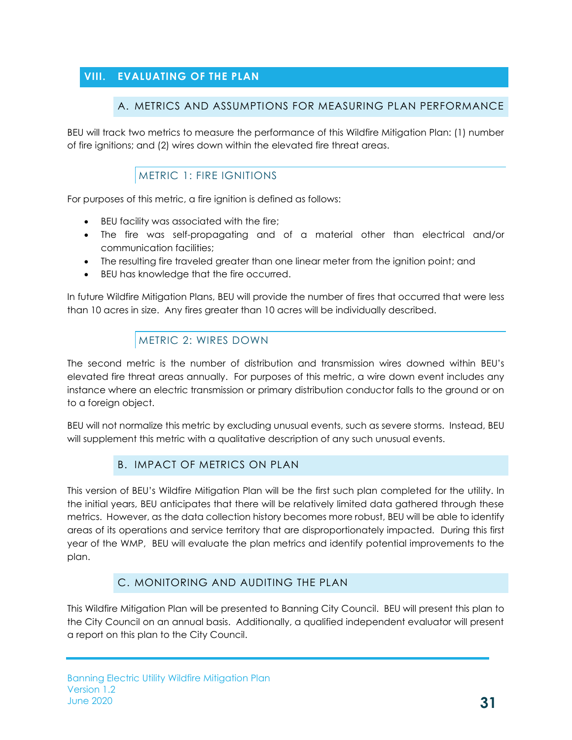## VIII. EVALUATING OF THE PLAN

### A. METRICS AND ASSUMPTIONS FOR MEASURING PLAN PERFORMANCE

BEU will track two metrics to measure the performance of this Wildfire Mitigation Plan: (1) number of fire ignitions; and (2) wires down within the elevated fire threat areas.

#### METRIC 1: FIRE IGNITIONS

For purposes of this metric, a fire ignition is defined as follows:

- BEU facility was associated with the fire;
- The fire was self-propagating and of a material other than electrical and/or communication facilities;
- The resulting fire traveled greater than one linear meter from the ignition point; and
- BEU has knowledge that the fire occurred.

In future Wildfire Mitigation Plans, BEU will provide the number of fires that occurred that were less than 10 acres in size. Any fires greater than 10 acres will be individually described.

#### METRIC 2: WIRES DOWN

The second metric is the number of distribution and transmission wires downed within BEU's elevated fire threat areas annually. For purposes of this metric, a wire down event includes any instance where an electric transmission or primary distribution conductor falls to the ground or on to a foreign object.

BEU will not normalize this metric by excluding unusual events, such as severe storms. Instead, BEU will supplement this metric with a qualitative description of any such unusual events.

### B. IMPACT OF METRICS ON PLAN

This version of BEU's Wildfire Mitigation Plan will be the first such plan completed for the utility. In the initial years, BEU anticipates that there will be relatively limited data gathered through these metrics. However, as the data collection history becomes more robust, BEU will be able to identify areas of its operations and service territory that are disproportionately impacted. During this first year of the WMP, BEU will evaluate the plan metrics and identify potential improvements to the plan.

### C. MONITORING AND AUDITING THE PLAN

This Wildfire Mitigation Plan will be presented to Banning City Council. BEU will present this plan to the City Council on an annual basis. Additionally, a qualified independent evaluator will present a report on this plan to the City Council.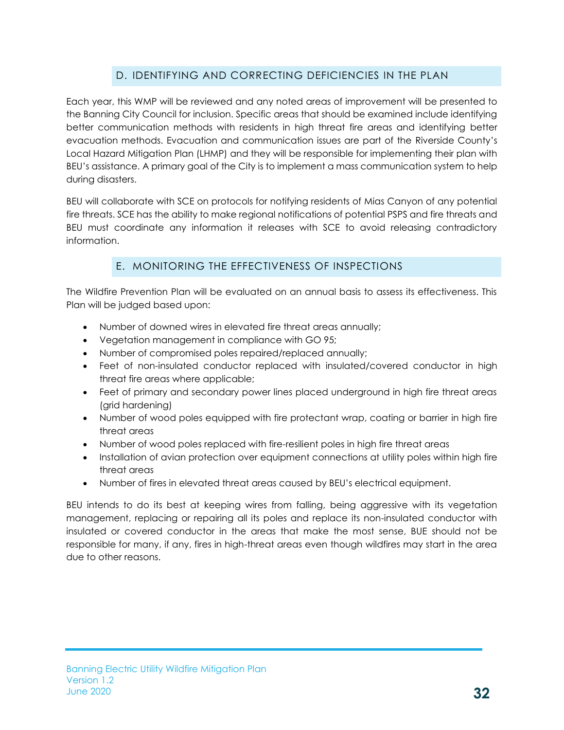## D. IDENTIFYING AND CORRECTING DEFICIENCIES IN THE PLAN

Each year, this WMP will be reviewed and any noted areas of improvement will be presented to the Banning City Council for inclusion. Specific areas that should be examined include identifying better communication methods with residents in high threat fire areas and identifying better evacuation methods. Evacuation and communication issues are part of the Riverside County's Local Hazard Mitigation Plan (LHMP) and they will be responsible for implementing their plan with BEU's assistance. A primary goal of the City is to implement a mass communication system to help during disasters.

BEU will collaborate with SCE on protocols for notifying residents of Mias Canyon of any potential fire threats. SCE has the ability to make regional notifications of potential PSPS and fire threats and BEU must coordinate any information it releases with SCE to avoid releasing contradictory information.

## E. MONITORING THE EFFECTIVENESS OF INSPECTIONS

The Wildfire Prevention Plan will be evaluated on an annual basis to assess its effectiveness. This Plan will be judged based upon:

- Number of downed wires in elevated fire threat areas annually;
- Vegetation management in compliance with GO 95;
- Number of compromised poles repaired/replaced annually;
- Feet of non-insulated conductor replaced with insulated/covered conductor in high threat fire areas where applicable;
- Feet of primary and secondary power lines placed underground in high fire threat areas (grid hardening)
- Number of wood poles equipped with fire protectant wrap, coating or barrier in high fire threat areas
- Number of wood poles replaced with fire-resilient poles in high fire threat areas
- Installation of avian protection over equipment connections at utility poles within high fire threat areas
- Number of fires in elevated threat areas caused by BEU's electrical equipment.

BEU intends to do its best at keeping wires from falling, being aggressive with its vegetation management, replacing or repairing all its poles and replace its non-insulated conductor with insulated or covered conductor in the areas that make the most sense, BUE should not be responsible for many, if any, fires in high-threat areas even though wildfires may start in the area due to other reasons.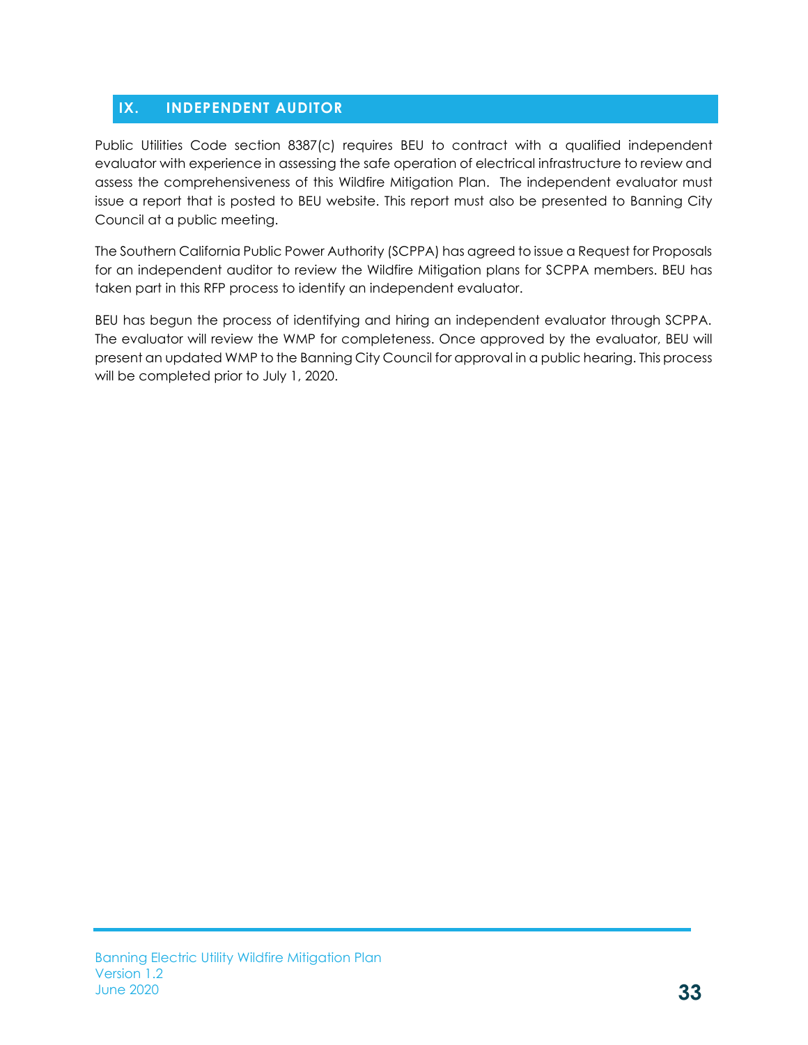## IX. INDEPENDENT AUDITOR

Public Utilities Code section 8387(c) requires BEU to contract with a qualified independent evaluator with experience in assessing the safe operation of electrical infrastructure to review and assess the comprehensiveness of this Wildfire Mitigation Plan. The independent evaluator must issue a report that is posted to BEU website. This report must also be presented to Banning City Council at a public meeting.

The Southern California Public Power Authority (SCPPA) has agreed to issue a Request for Proposals for an independent auditor to review the Wildfire Mitigation plans for SCPPA members. BEU has taken part in this RFP process to identify an independent evaluator.

BEU has begun the process of identifying and hiring an independent evaluator through SCPPA. The evaluator will review the WMP for completeness. Once approved by the evaluator, BEU will present an updated WMP to the Banning City Council for approval in a public hearing. This process will be completed prior to July 1, 2020.